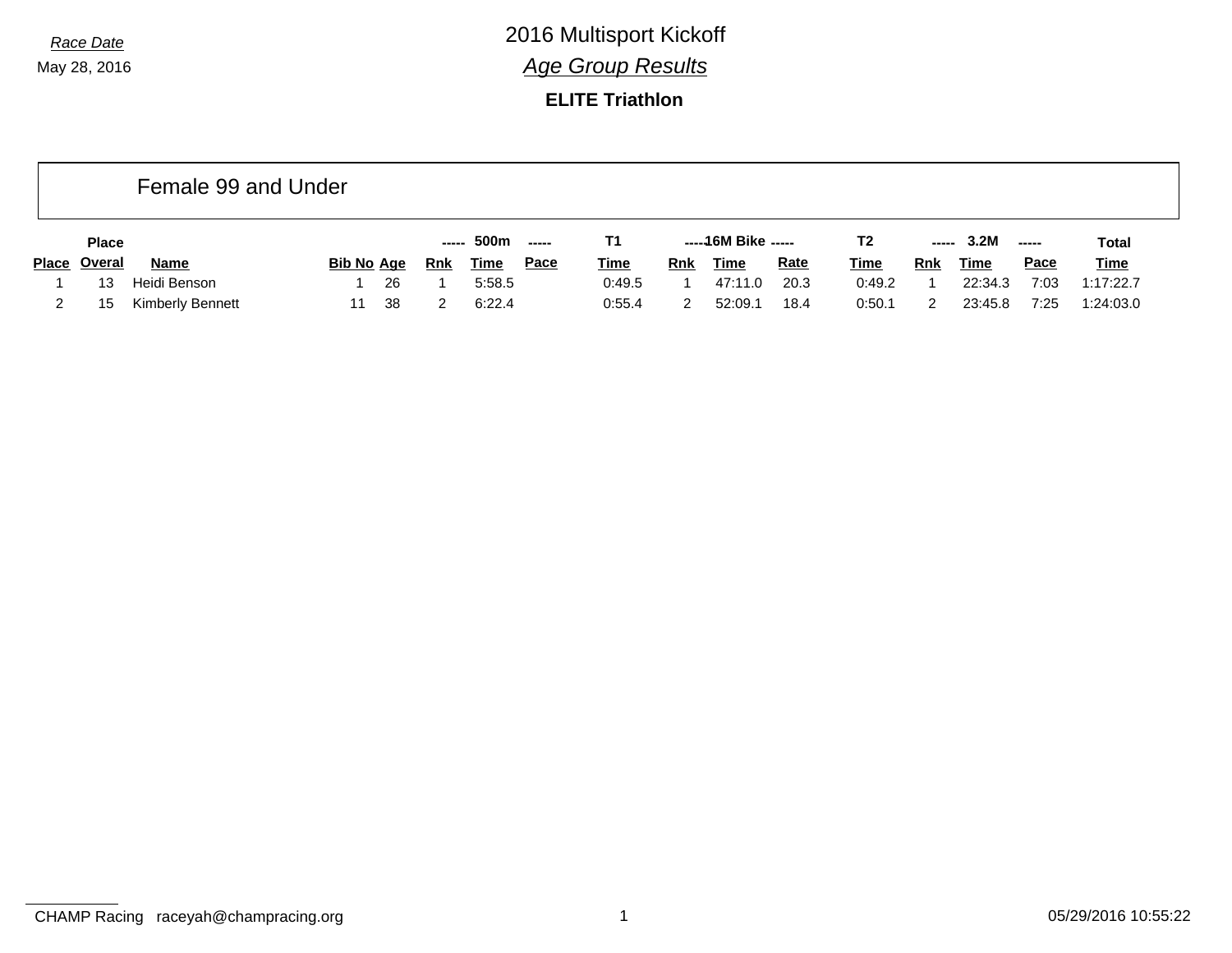*Race Date*

May 28, 2016

# 2016 Multisport Kickoff

## *Age Group Results*

### ELITE Triathlon

## Female 99 and Under

| Place | Place Overal | Name | Bib No | Age | 500m Rnk | 500m Time | 500m Pace | T1 Time | 16M Bike Rnk | 16M Bike Time | 16M Bike Rate | T2 Time | 3.2M Rnk | 3.2M Time | 3.2M Pace | Total Time |
|---|---|---|---|---|---|---|---|---|---|---|---|---|---|---|---|---|
| 1 | 13 | Heidi Benson | 1 | 26 | 1 | 5:58.5 | | 0:49.5 | 1 | 47:11.0 | 20.3 | 0:49.2 | 1 | 22:34.3 | 7:03 | 1:17:22.7 |
| 2 | 15 | Kimberly Bennett | 11 | 38 | 2 | 6:22.4 | | 0:55.4 | 2 | 52:09.1 | 18.4 | 0:50.1 | 2 | 23:45.8 | 7:25 | 1:24:03.0 |

CHAMP Racing raceyah@champracing.org

05/29/2016 10:55:22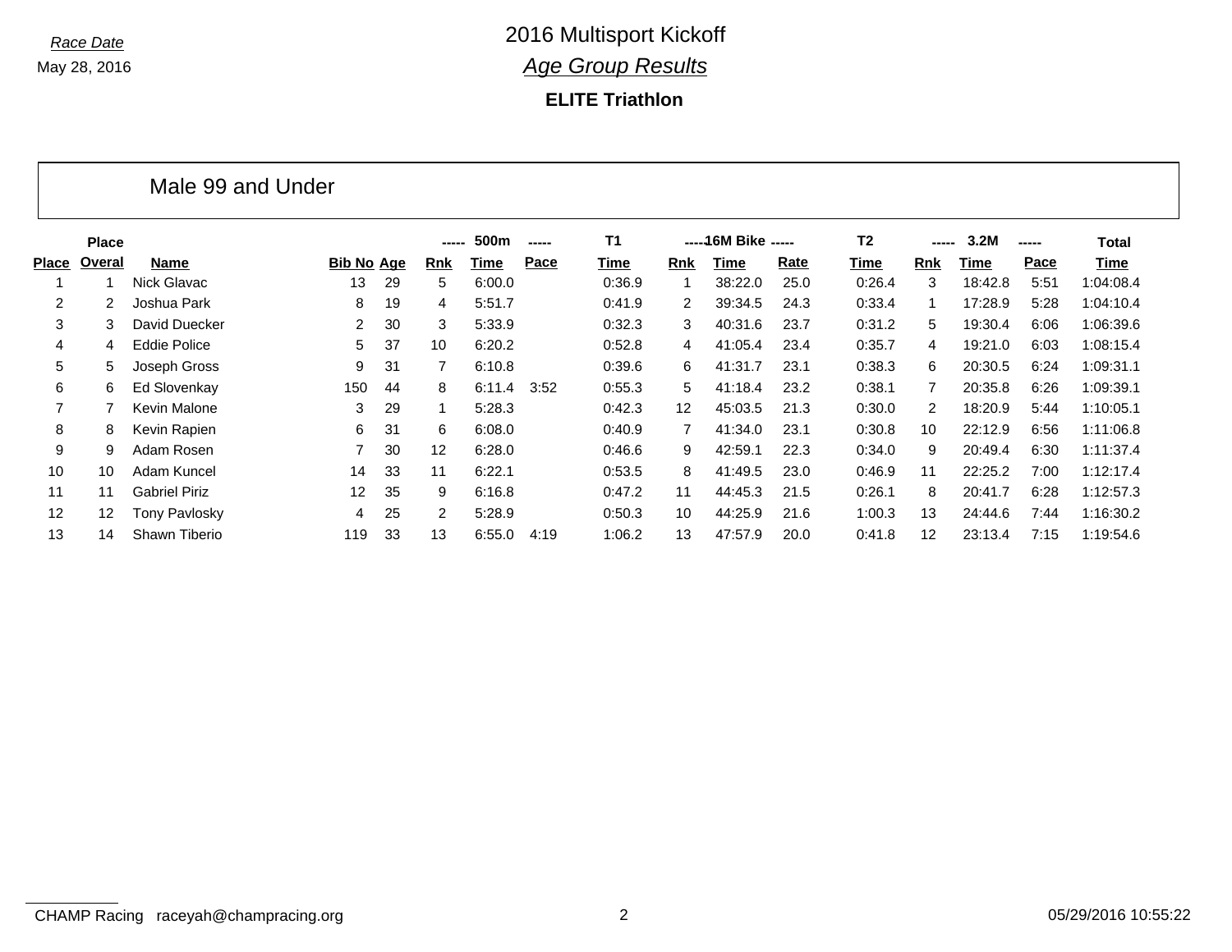*Race Date*
May 28, 2016

# 2016 Multisport Kickoff

## *Age Group Results*

### ELITE Triathlon

## Male 99 and Under

| Place | Place Overal | Name | Bib No | Age | 500m Rnk | 500m Time | 500m Pace | T1 Time | 16M Bike Rnk | 16M Bike Time | 16M Bike Rate | T2 Time | 3.2M Rnk | 3.2M Time | 3.2M Pace | Total Time |
|---|---|---|---|---|---|---|---|---|---|---|---|---|---|---|---|---|
| 1 | 1 | Nick Glavac | 13 | 29 | 5 | 6:00.0 | | 0:36.9 | 1 | 38:22.0 | 25.0 | 0:26.4 | 3 | 18:42.8 | 5:51 | 1:04:08.4 |
| 2 | 2 | Joshua Park | 8 | 19 | 4 | 5:51.7 | | 0:41.9 | 2 | 39:34.5 | 24.3 | 0:33.4 | 1 | 17:28.9 | 5:28 | 1:04:10.4 |
| 3 | 3 | David Duecker | 2 | 30 | 3 | 5:33.9 | | 0:32.3 | 3 | 40:31.6 | 23.7 | 0:31.2 | 5 | 19:30.4 | 6:06 | 1:06:39.6 |
| 4 | 4 | Eddie Police | 5 | 37 | 10 | 6:20.2 | | 0:52.8 | 4 | 41:05.4 | 23.4 | 0:35.7 | 4 | 19:21.0 | 6:03 | 1:08:15.4 |
| 5 | 5 | Joseph Gross | 9 | 31 | 7 | 6:10.8 | | 0:39.6 | 6 | 41:31.7 | 23.1 | 0:38.3 | 6 | 20:30.5 | 6:24 | 1:09:31.1 |
| 6 | 6 | Ed Slovenkay | 150 | 44 | 8 | 6:11.4 | 3:52 | 0:55.3 | 5 | 41:18.4 | 23.2 | 0:38.1 | 7 | 20:35.8 | 6:26 | 1:09:39.1 |
| 7 | 7 | Kevin Malone | 3 | 29 | 1 | 5:28.3 | | 0:42.3 | 12 | 45:03.5 | 21.3 | 0:30.0 | 2 | 18:20.9 | 5:44 | 1:10:05.1 |
| 8 | 8 | Kevin Rapien | 6 | 31 | 6 | 6:08.0 | | 0:40.9 | 7 | 41:34.0 | 23.1 | 0:30.8 | 10 | 22:12.9 | 6:56 | 1:11:06.8 |
| 9 | 9 | Adam Rosen | 7 | 30 | 12 | 6:28.0 | | 0:46.6 | 9 | 42:59.1 | 22.3 | 0:34.0 | 9 | 20:49.4 | 6:30 | 1:11:37.4 |
| 10 | 10 | Adam Kuncel | 14 | 33 | 11 | 6:22.1 | | 0:53.5 | 8 | 41:49.5 | 23.0 | 0:46.9 | 11 | 22:25.2 | 7:00 | 1:12:17.4 |
| 11 | 11 | Gabriel Piriz | 12 | 35 | 9 | 6:16.8 | | 0:47.2 | 11 | 44:45.3 | 21.5 | 0:26.1 | 8 | 20:41.7 | 6:28 | 1:12:57.3 |
| 12 | 12 | Tony Pavlosky | 4 | 25 | 2 | 5:28.9 | | 0:50.3 | 10 | 44:25.9 | 21.6 | 1:00.3 | 13 | 24:44.6 | 7:44 | 1:16:30.2 |
| 13 | 14 | Shawn Tiberio | 119 | 33 | 13 | 6:55.0 | 4:19 | 1:06.2 | 13 | 47:57.9 | 20.0 | 0:41.8 | 12 | 23:13.4 | 7:15 | 1:19:54.6 |

CHAMP Racing raceyah@champracing.org 05/29/2016 10:55:22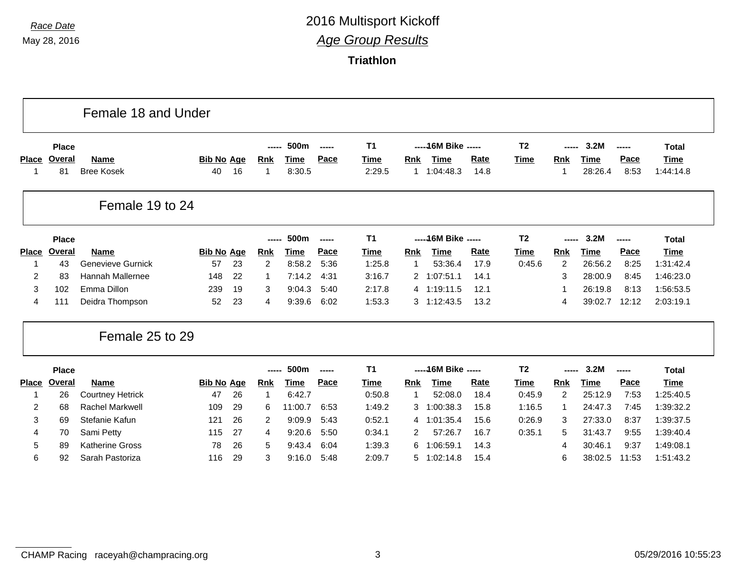Race Date
May 28, 2016

# 2016 Multisport Kickoff

## *Age Group Results*

### Triathlon

## Female 18 and Under

| Place | Place Overal | Name | Bib No | Age | ----- Rnk | 500m Time | ----- Pace | T1 Time | ----- Rnk | 16M Bike Time | ----- Rate | T2 Time | ----- Rnk | 3.2M Time | ----- Pace | Total Time |
|---|---|---|---|---|---|---|---|---|---|---|---|---|---|---|---|---|
| 1 | 81 | Bree Kosek | 40 | 16 | 1 | 8:30.5 | | 2:29.5 | 1 | 1:04:48.3 | 14.8 | | 1 | 28:26.4 | 8:53 | 1:44:14.8 |

## Female 19 to 24

| Place | Place Overal | Name | Bib No | Age | ----- Rnk | 500m Time | ----- Pace | T1 Time | ----- Rnk | 16M Bike Time | ----- Rate | T2 Time | ----- Rnk | 3.2M Time | ----- Pace | Total Time |
|---|---|---|---|---|---|---|---|---|---|---|---|---|---|---|---|---|
| 1 | 43 | Genevieve Gurnick | 57 | 23 | 2 | 8:58.2 | 5:36 | 1:25.8 | 1 | 53:36.4 | 17.9 | 0:45.6 | 2 | 26:56.2 | 8:25 | 1:31:42.4 |
| 2 | 83 | Hannah Mallernee | 148 | 22 | 1 | 7:14.2 | 4:31 | 3:16.7 | 2 | 1:07:51.1 | 14.1 | | 3 | 28:00.9 | 8:45 | 1:46:23.0 |
| 3 | 102 | Emma Dillon | 239 | 19 | 3 | 9:04.3 | 5:40 | 2:17.8 | 4 | 1:19:11.5 | 12.1 | | 1 | 26:19.8 | 8:13 | 1:56:53.5 |
| 4 | 111 | Deidra Thompson | 52 | 23 | 4 | 9:39.6 | 6:02 | 1:53.3 | 3 | 1:12:43.5 | 13.2 | | 4 | 39:02.7 | 12:12 | 2:03:19.1 |

## Female 25 to 29

| Place | Place Overal | Name | Bib No | Age | ----- Rnk | 500m Time | ----- Pace | T1 Time | ----- Rnk | 16M Bike Time | ----- Rate | T2 Time | ----- Rnk | 3.2M Time | ----- Pace | Total Time |
|---|---|---|---|---|---|---|---|---|---|---|---|---|---|---|---|---|
| 1 | 26 | Courtney Hetrick | 47 | 26 | 1 | 6:42.7 | | 0:50.8 | 1 | 52:08.0 | 18.4 | 0:45.9 | 2 | 25:12.9 | 7:53 | 1:25:40.5 |
| 2 | 68 | Rachel Markwell | 109 | 29 | 6 | 11:00.7 | 6:53 | 1:49.2 | 3 | 1:00:38.3 | 15.8 | 1:16.5 | 1 | 24:47.3 | 7:45 | 1:39:32.2 |
| 3 | 69 | Stefanie Kafun | 121 | 26 | 2 | 9:09.9 | 5:43 | 0:52.1 | 4 | 1:01:35.4 | 15.6 | 0:26.9 | 3 | 27:33.0 | 8:37 | 1:39:37.5 |
| 4 | 70 | Sami Petty | 115 | 27 | 4 | 9:20.6 | 5:50 | 0:34.1 | 2 | 57:26.7 | 16.7 | 0:35.1 | 5 | 31:43.7 | 9:55 | 1:39:40.4 |
| 5 | 89 | Katherine Gross | 78 | 26 | 5 | 9:43.4 | 6:04 | 1:39.3 | 6 | 1:06:59.1 | 14.3 | | 4 | 30:46.1 | 9:37 | 1:49:08.1 |
| 6 | 92 | Sarah Pastoriza | 116 | 29 | 3 | 9:16.0 | 5:48 | 2:09.7 | 5 | 1:02:14.8 | 15.4 | | 6 | 38:02.5 | 11:53 | 1:51:43.2 |

CHAMP Racing raceyah@champracing.org 05/29/2016 10:55:23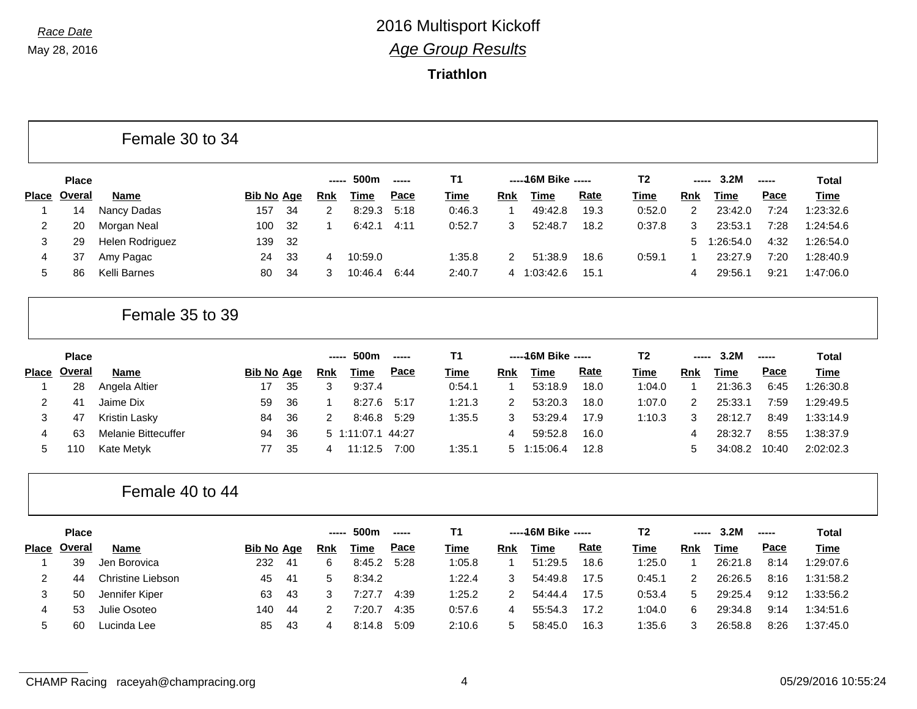Race Date

May 28, 2016

# 2016 Multisport Kickoff

## Age Group Results

### Triathlon

## Female 30 to 34

| Place | Place Overal | Name | Bib No | Age | 500m Rnk | 500m Time | 500m Pace | T1 Time | 16M Bike Rnk | 16M Bike Time | 16M Bike Rate | T2 Time | 3.2M Rnk | 3.2M Time | 3.2M Pace | Total Time |
|---|---|---|---|---|---|---|---|---|---|---|---|---|---|---|---|---|
| 1 | 14 | Nancy Dadas | 157 | 34 | 2 | 8:29.3 | 5:18 | 0:46.3 | 1 | 49:42.8 | 19.3 | 0:52.0 | 2 | 23:42.0 | 7:24 | 1:23:32.6 |
| 2 | 20 | Morgan Neal | 100 | 32 | 1 | 6:42.1 | 4:11 | 0:52.7 | 3 | 52:48.7 | 18.2 | 0:37.8 | 3 | 23:53.1 | 7:28 | 1:24:54.6 |
| 3 | 29 | Helen Rodriguez | 139 | 32 | | | | | | | | | 5 | 1:26:54.0 | 4:32 | 1:26:54.0 |
| 4 | 37 | Amy Pagac | 24 | 33 | 4 | 10:59.0 | | 1:35.8 | 2 | 51:38.9 | 18.6 | 0:59.1 | 1 | 23:27.9 | 7:20 | 1:28:40.9 |
| 5 | 86 | Kelli Barnes | 80 | 34 | 3 | 10:46.4 | 6:44 | 2:40.7 | 4 | 1:03:42.6 | 15.1 | | 4 | 29:56.1 | 9:21 | 1:47:06.0 |

## Female 35 to 39

| Place | Place Overal | Name | Bib No | Age | 500m Rnk | 500m Time | 500m Pace | T1 Time | 16M Bike Rnk | 16M Bike Time | 16M Bike Rate | T2 Time | 3.2M Rnk | 3.2M Time | 3.2M Pace | Total Time |
|---|---|---|---|---|---|---|---|---|---|---|---|---|---|---|---|---|
| 1 | 28 | Angela Altier | 17 | 35 | 3 | 9:37.4 | | 0:54.1 | 1 | 53:18.9 | 18.0 | 1:04.0 | 1 | 21:36.3 | 6:45 | 1:26:30.8 |
| 2 | 41 | Jaime Dix | 59 | 36 | 1 | 8:27.6 | 5:17 | 1:21.3 | 2 | 53:20.3 | 18.0 | 1:07.0 | 2 | 25:33.1 | 7:59 | 1:29:49.5 |
| 3 | 47 | Kristin Lasky | 84 | 36 | 2 | 8:46.8 | 5:29 | 1:35.5 | 3 | 53:29.4 | 17.9 | 1:10.3 | 3 | 28:12.7 | 8:49 | 1:33:14.9 |
| 4 | 63 | Melanie Bittecuffer | 94 | 36 | 5 | 1:11:07.1 | 44:27 | | 4 | 59:52.8 | 16.0 | | 4 | 28:32.7 | 8:55 | 1:38:37.9 |
| 5 | 110 | Kate Metyk | 77 | 35 | 4 | 11:12.5 | 7:00 | 1:35.1 | 5 | 1:15:06.4 | 12.8 | | 5 | 34:08.2 | 10:40 | 2:02:02.3 |

## Female 40 to 44

| Place | Place Overal | Name | Bib No | Age | 500m Rnk | 500m Time | 500m Pace | T1 Time | 16M Bike Rnk | 16M Bike Time | 16M Bike Rate | T2 Time | 3.2M Rnk | 3.2M Time | 3.2M Pace | Total Time |
|---|---|---|---|---|---|---|---|---|---|---|---|---|---|---|---|---|
| 1 | 39 | Jen Borovica | 232 | 41 | 6 | 8:45.2 | 5:28 | 1:05.8 | 1 | 51:29.5 | 18.6 | 1:25.0 | 1 | 26:21.8 | 8:14 | 1:29:07.6 |
| 2 | 44 | Christine Liebson | 45 | 41 | 5 | 8:34.2 | | 1:22.4 | 3 | 54:49.8 | 17.5 | 0:45.1 | 2 | 26:26.5 | 8:16 | 1:31:58.2 |
| 3 | 50 | Jennifer Kiper | 63 | 43 | 3 | 7:27.7 | 4:39 | 1:25.2 | 2 | 54:44.4 | 17.5 | 0:53.4 | 5 | 29:25.4 | 9:12 | 1:33:56.2 |
| 4 | 53 | Julie Osoteo | 140 | 44 | 2 | 7:20.7 | 4:35 | 0:57.6 | 4 | 55:54.3 | 17.2 | 1:04.0 | 6 | 29:34.8 | 9:14 | 1:34:51.6 |
| 5 | 60 | Lucinda Lee | 85 | 43 | 4 | 8:14.8 | 5:09 | 2:10.6 | 5 | 58:45.0 | 16.3 | 1:35.6 | 3 | 26:58.8 | 8:26 | 1:37:45.0 |

CHAMP Racing raceyah@champracing.org

05/29/2016 10:55:24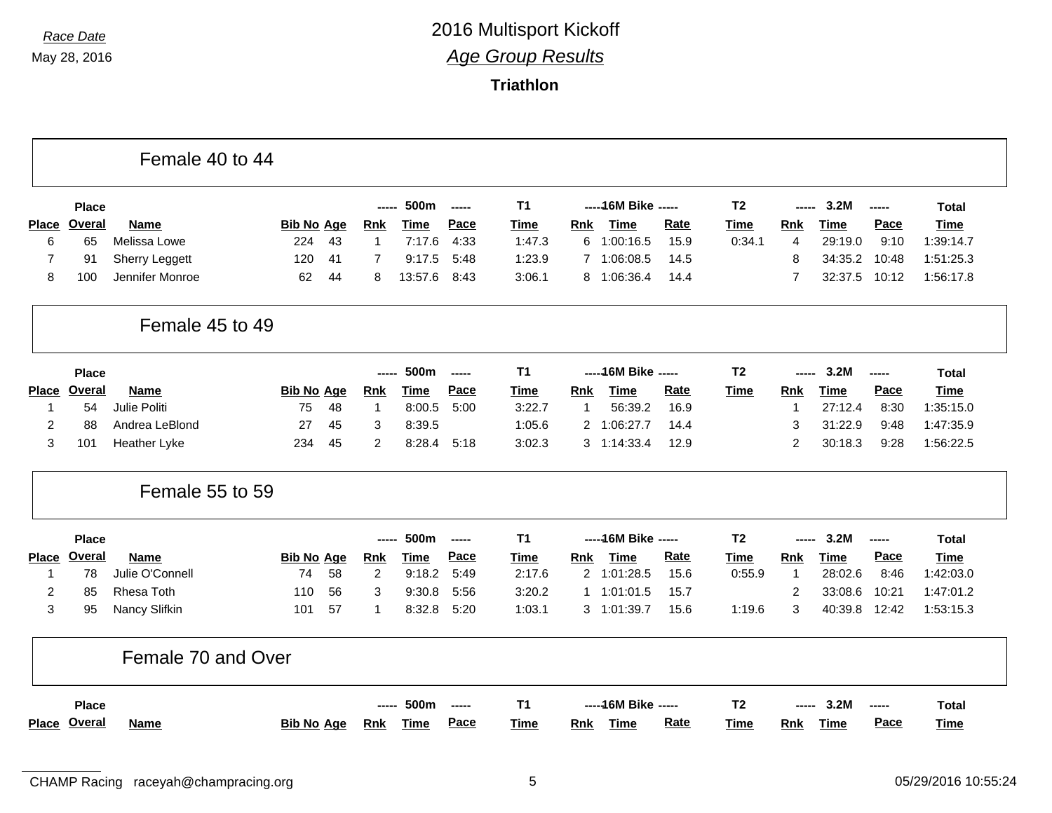Race Date
May 28, 2016

# 2016 Multisport Kickoff

## *Age Group Results*

### Triathlon

## Female 40 to 44

| Place | Place Overal | Name | Bib No | Age | 500m Rnk | 500m Time | 500m Pace | T1 Time | 16M Bike Rnk | 16M Bike Time | 16M Bike Rate | T2 Time | 3.2M Rnk | 3.2M Time | 3.2M Pace | Total Time |
|---|---|---|---|---|---|---|---|---|---|---|---|---|---|---|---|---|
| 6 | 65 | Melissa Lowe | 224 | 43 | 1 | 7:17.6 | 4:33 | 1:47.3 | 6 | 1:00:16.5 | 15.9 | 0:34.1 | 4 | 29:19.0 | 9:10 | 1:39:14.7 |
| 7 | 91 | Sherry Leggett | 120 | 41 | 7 | 9:17.5 | 5:48 | 1:23.9 | 7 | 1:06:08.5 | 14.5 | | 8 | 34:35.2 | 10:48 | 1:51:25.3 |
| 8 | 100 | Jennifer Monroe | 62 | 44 | 8 | 13:57.6 | 8:43 | 3:06.1 | 8 | 1:06:36.4 | 14.4 | | 7 | 32:37.5 | 10:12 | 1:56:17.8 |

## Female 45 to 49

| Place | Place Overal | Name | Bib No | Age | 500m Rnk | 500m Time | 500m Pace | T1 Time | 16M Bike Rnk | 16M Bike Time | 16M Bike Rate | T2 Time | 3.2M Rnk | 3.2M Time | 3.2M Pace | Total Time |
|---|---|---|---|---|---|---|---|---|---|---|---|---|---|---|---|---|
| 1 | 54 | Julie Politi | 75 | 48 | 1 | 8:00.5 | 5:00 | 3:22.7 | 1 | 56:39.2 | 16.9 | | 1 | 27:12.4 | 8:30 | 1:35:15.0 |
| 2 | 88 | Andrea LeBlond | 27 | 45 | 3 | 8:39.5 | | 1:05.6 | 2 | 1:06:27.7 | 14.4 | | 3 | 31:22.9 | 9:48 | 1:47:35.9 |
| 3 | 101 | Heather Lyke | 234 | 45 | 2 | 8:28.4 | 5:18 | 3:02.3 | 3 | 1:14:33.4 | 12.9 | | 2 | 30:18.3 | 9:28 | 1:56:22.5 |

## Female 55 to 59

| Place | Place Overal | Name | Bib No | Age | 500m Rnk | 500m Time | 500m Pace | T1 Time | 16M Bike Rnk | 16M Bike Time | 16M Bike Rate | T2 Time | 3.2M Rnk | 3.2M Time | 3.2M Pace | Total Time |
|---|---|---|---|---|---|---|---|---|---|---|---|---|---|---|---|---|
| 1 | 78 | Julie O'Connell | 74 | 58 | 2 | 9:18.2 | 5:49 | 2:17.6 | 2 | 1:01:28.5 | 15.6 | 0:55.9 | 1 | 28:02.6 | 8:46 | 1:42:03.0 |
| 2 | 85 | Rhesa Toth | 110 | 56 | 3 | 9:30.8 | 5:56 | 3:20.2 | 1 | 1:01:01.5 | 15.7 | | 2 | 33:08.6 | 10:21 | 1:47:01.2 |
| 3 | 95 | Nancy Slifkin | 101 | 57 | 1 | 8:32.8 | 5:20 | 1:03.1 | 3 | 1:01:39.7 | 15.6 | 1:19.6 | 3 | 40:39.8 | 12:42 | 1:53:15.3 |

## Female 70 and Over

| Place | Place Overal | Name | Bib No | Age | 500m Rnk | 500m Time | 500m Pace | T1 Time | 16M Bike Rnk | 16M Bike Time | 16M Bike Rate | T2 Time | 3.2M Rnk | 3.2M Time | 3.2M Pace | Total Time |
|---|---|---|---|---|---|---|---|---|---|---|---|---|---|---|---|---|

CHAMP Racing raceyah@champracing.org 05/29/2016 10:55:24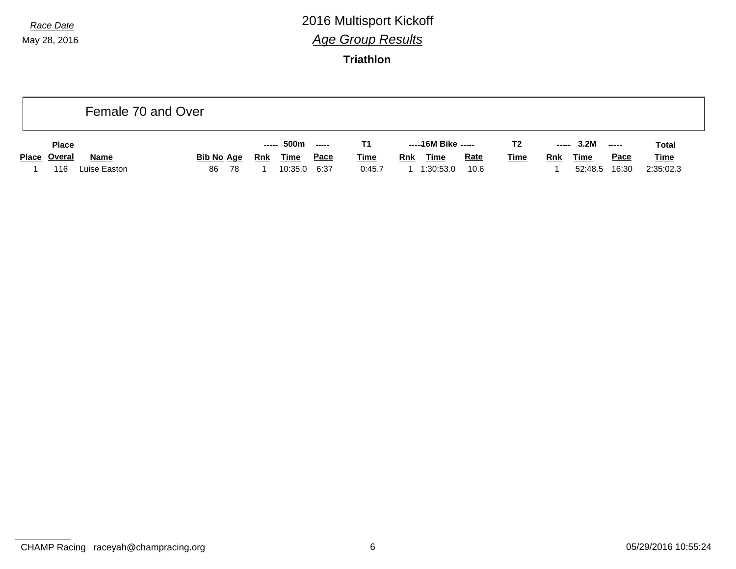Race Date
May 28, 2016

# 2016 Multisport Kickoff

## Age Group Results

### Triathlon

## Female 70 and Over

| Place | Place Overal | Name | Bib No | Age | 500m Rnk | 500m Time | 500m Pace | T1 Time | 16M Bike Rnk | 16M Bike Time | 16M Bike Rate | T2 Time | 3.2M Rnk | 3.2M Time | 3.2M Pace | Total Time |
|---|---|---|---|---|---|---|---|---|---|---|---|---|---|---|---|---|
| 1 | 116 | Luise Easton | 86 | 78 | 1 | 10:35.0 | 6:37 | 0:45.7 | 1 | 1:30:53.0 | 10.6 | | 1 | 52:48.5 | 16:30 | 2:35:02.3 |

CHAMP Racing raceyah@champracing.org

05/29/2016 10:55:24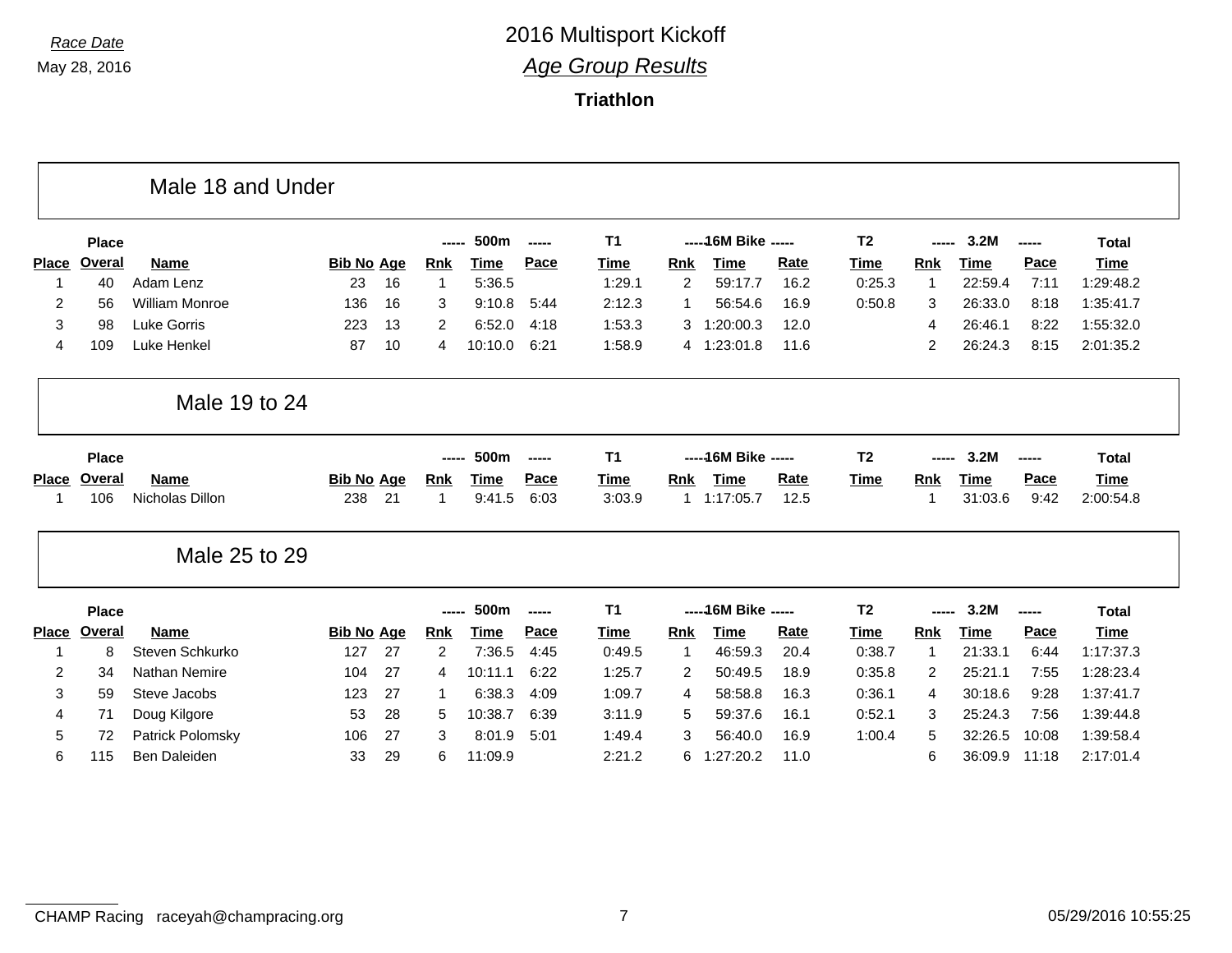Race Date

May 28, 2016

# 2016 Multisport Kickoff

## *Age Group Results*

### Triathlon

## Male 18 and Under

| Place | Place Overal | Name | Bib No | Age | ----- Rnk | 500m Time | ----- Pace | T1 Time | ----- Rnk | 16M Bike Time | ----- Rate | T2 Time | ----- Rnk | 3.2M Time | ----- Pace | Total Time |
|---|---|---|---|---|---|---|---|---|---|---|---|---|---|---|---|---|
| 1 | 40 | Adam Lenz | 23 | 16 | 1 | 5:36.5 | | 1:29.1 | 2 | 59:17.7 | 16.2 | 0:25.3 | 1 | 22:59.4 | 7:11 | 1:29:48.2 |
| 2 | 56 | William Monroe | 136 | 16 | 3 | 9:10.8 | 5:44 | 2:12.3 | 1 | 56:54.6 | 16.9 | 0:50.8 | 3 | 26:33.0 | 8:18 | 1:35:41.7 |
| 3 | 98 | Luke Gorris | 223 | 13 | 2 | 6:52.0 | 4:18 | 1:53.3 | 3 | 1:20:00.3 | 12.0 | | 4 | 26:46.1 | 8:22 | 1:55:32.0 |
| 4 | 109 | Luke Henkel | 87 | 10 | 4 | 10:10.0 | 6:21 | 1:58.9 | 4 | 1:23:01.8 | 11.6 | | 2 | 26:24.3 | 8:15 | 2:01:35.2 |

## Male 19 to 24

| Place | Place Overal | Name | Bib No | Age | ----- Rnk | 500m Time | ----- Pace | T1 Time | ----- Rnk | 16M Bike Time | ----- Rate | T2 Time | ----- Rnk | 3.2M Time | ----- Pace | Total Time |
|---|---|---|---|---|---|---|---|---|---|---|---|---|---|---|---|---|
| 1 | 106 | Nicholas Dillon | 238 | 21 | 1 | 9:41.5 | 6:03 | 3:03.9 | 1 | 1:17:05.7 | 12.5 | | 1 | 31:03.6 | 9:42 | 2:00:54.8 |

## Male 25 to 29

| Place | Place Overal | Name | Bib No | Age | ----- Rnk | 500m Time | ----- Pace | T1 Time | ----- Rnk | 16M Bike Time | ----- Rate | T2 Time | ----- Rnk | 3.2M Time | ----- Pace | Total Time |
|---|---|---|---|---|---|---|---|---|---|---|---|---|---|---|---|---|
| 1 | 8 | Steven Schkurko | 127 | 27 | 2 | 7:36.5 | 4:45 | 0:49.5 | 1 | 46:59.3 | 20.4 | 0:38.7 | 1 | 21:33.1 | 6:44 | 1:17:37.3 |
| 2 | 34 | Nathan Nemire | 104 | 27 | 4 | 10:11.1 | 6:22 | 1:25.7 | 2 | 50:49.5 | 18.9 | 0:35.8 | 2 | 25:21.1 | 7:55 | 1:28:23.4 |
| 3 | 59 | Steve Jacobs | 123 | 27 | 1 | 6:38.3 | 4:09 | 1:09.7 | 4 | 58:58.8 | 16.3 | 0:36.1 | 4 | 30:18.6 | 9:28 | 1:37:41.7 |
| 4 | 71 | Doug Kilgore | 53 | 28 | 5 | 10:38.7 | 6:39 | 3:11.9 | 5 | 59:37.6 | 16.1 | 0:52.1 | 3 | 25:24.3 | 7:56 | 1:39:44.8 |
| 5 | 72 | Patrick Polomsky | 106 | 27 | 3 | 8:01.9 | 5:01 | 1:49.4 | 3 | 56:40.0 | 16.9 | 1:00.4 | 5 | 32:26.5 | 10:08 | 1:39:58.4 |
| 6 | 115 | Ben Daleiden | 33 | 29 | 6 | 11:09.9 | | 2:21.2 | 6 | 1:27:20.2 | 11.0 | | 6 | 36:09.9 | 11:18 | 2:17:01.4 |

CHAMP Racing raceyah@champracing.org

05/29/2016 10:55:25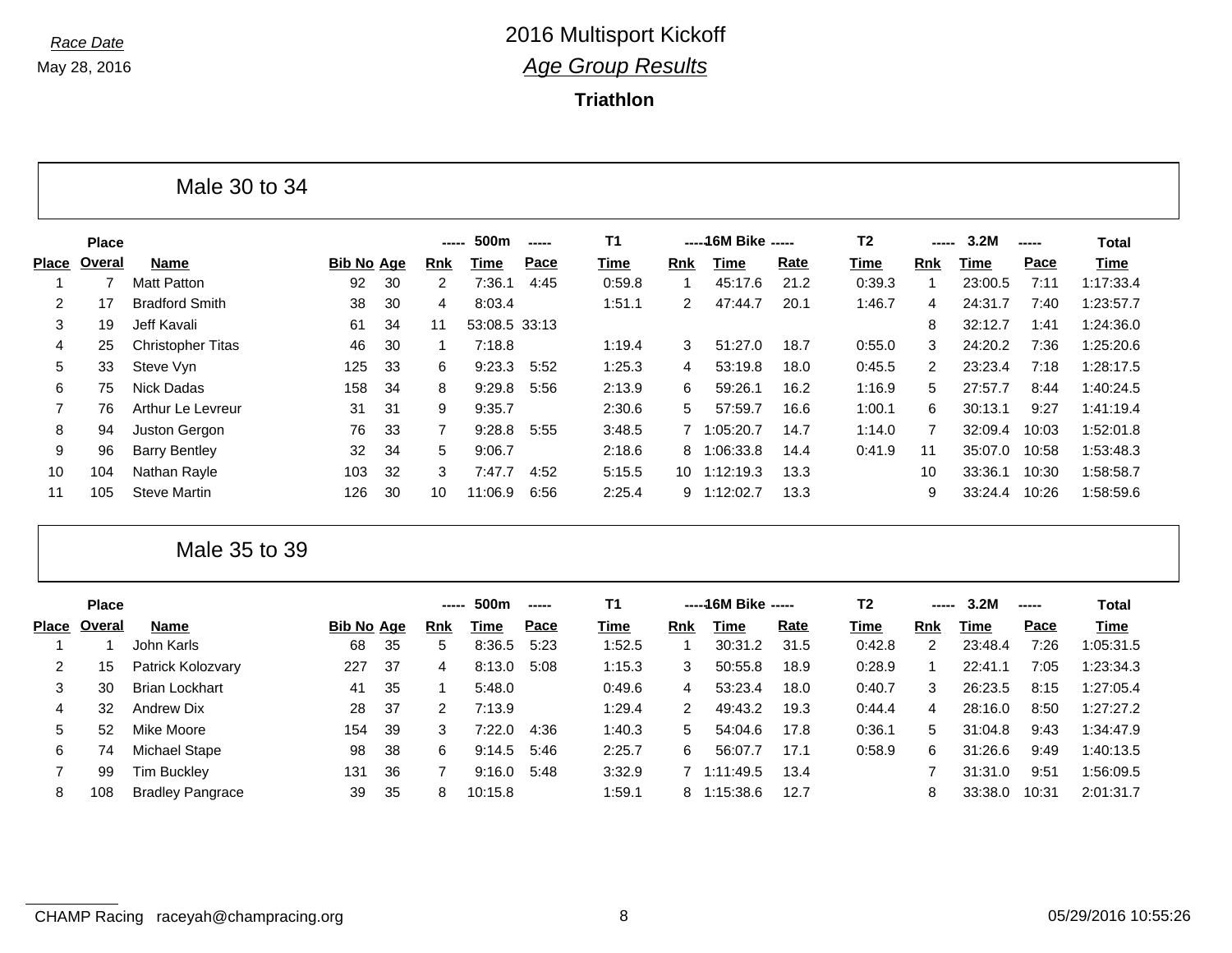Race Date

May 28, 2016

# 2016 Multisport Kickoff

## *Age Group Results*

### Triathlon

## Male 30 to 34

| Place | Place Overal | Name | Bib No | Age | 500m Rnk | 500m Time | 500m Pace | T1 Time | 16M Bike Rnk | 16M Bike Time | 16M Bike Rate | T2 Time | 3.2M Rnk | 3.2M Time | 3.2M Pace | Total Time |
|---|---|---|---|---|---|---|---|---|---|---|---|---|---|---|---|---|
| 1 | 7 | Matt Patton | 92 | 30 | 2 | 7:36.1 | 4:45 | 0:59.8 | 1 | 45:17.6 | 21.2 | 0:39.3 | 1 | 23:00.5 | 7:11 | 1:17:33.4 |
| 2 | 17 | Bradford Smith | 38 | 30 | 4 | 8:03.4 | | 1:51.1 | 2 | 47:44.7 | 20.1 | 1:46.7 | 4 | 24:31.7 | 7:40 | 1:23:57.7 |
| 3 | 19 | Jeff Kavali | 61 | 34 | 11 | 53:08.5 | 33:13 | | | | | | 8 | 32:12.7 | 1:41 | 1:24:36.0 |
| 4 | 25 | Christopher Titas | 46 | 30 | 1 | 7:18.8 | | 1:19.4 | 3 | 51:27.0 | 18.7 | 0:55.0 | 3 | 24:20.2 | 7:36 | 1:25:20.6 |
| 5 | 33 | Steve Vyn | 125 | 33 | 6 | 9:23.3 | 5:52 | 1:25.3 | 4 | 53:19.8 | 18.0 | 0:45.5 | 2 | 23:23.4 | 7:18 | 1:28:17.5 |
| 6 | 75 | Nick Dadas | 158 | 34 | 8 | 9:29.8 | 5:56 | 2:13.9 | 6 | 59:26.1 | 16.2 | 1:16.9 | 5 | 27:57.7 | 8:44 | 1:40:24.5 |
| 7 | 76 | Arthur Le Levreur | 31 | 31 | 9 | 9:35.7 | | 2:30.6 | 5 | 57:59.7 | 16.6 | 1:00.1 | 6 | 30:13.1 | 9:27 | 1:41:19.4 |
| 8 | 94 | Juston Gergon | 76 | 33 | 7 | 9:28.8 | 5:55 | 3:48.5 | 7 | 1:05:20.7 | 14.7 | 1:14.0 | 7 | 32:09.4 | 10:03 | 1:52:01.8 |
| 9 | 96 | Barry Bentley | 32 | 34 | 5 | 9:06.7 | | 2:18.6 | 8 | 1:06:33.8 | 14.4 | 0:41.9 | 11 | 35:07.0 | 10:58 | 1:53:48.3 |
| 10 | 104 | Nathan Rayle | 103 | 32 | 3 | 7:47.7 | 4:52 | 5:15.5 | 10 | 1:12:19.3 | 13.3 | | 10 | 33:36.1 | 10:30 | 1:58:58.7 |
| 11 | 105 | Steve Martin | 126 | 30 | 10 | 11:06.9 | 6:56 | 2:25.4 | 9 | 1:12:02.7 | 13.3 | | 9 | 33:24.4 | 10:26 | 1:58:59.6 |

## Male 35 to 39

| Place | Place Overal | Name | Bib No | Age | 500m Rnk | 500m Time | 500m Pace | T1 Time | 16M Bike Rnk | 16M Bike Time | 16M Bike Rate | T2 Time | 3.2M Rnk | 3.2M Time | 3.2M Pace | Total Time |
|---|---|---|---|---|---|---|---|---|---|---|---|---|---|---|---|---|
| 1 | 1 | John Karls | 68 | 35 | 5 | 8:36.5 | 5:23 | 1:52.5 | 1 | 30:31.2 | 31.5 | 0:42.8 | 2 | 23:48.4 | 7:26 | 1:05:31.5 |
| 2 | 15 | Patrick Kolozvary | 227 | 37 | 4 | 8:13.0 | 5:08 | 1:15.3 | 3 | 50:55.8 | 18.9 | 0:28.9 | 1 | 22:41.1 | 7:05 | 1:23:34.3 |
| 3 | 30 | Brian Lockhart | 41 | 35 | 1 | 5:48.0 | | 0:49.6 | 4 | 53:23.4 | 18.0 | 0:40.7 | 3 | 26:23.5 | 8:15 | 1:27:05.4 |
| 4 | 32 | Andrew Dix | 28 | 37 | 2 | 7:13.9 | | 1:29.4 | 2 | 49:43.2 | 19.3 | 0:44.4 | 4 | 28:16.0 | 8:50 | 1:27:27.2 |
| 5 | 52 | Mike Moore | 154 | 39 | 3 | 7:22.0 | 4:36 | 1:40.3 | 5 | 54:04.6 | 17.8 | 0:36.1 | 5 | 31:04.8 | 9:43 | 1:34:47.9 |
| 6 | 74 | Michael Stape | 98 | 38 | 6 | 9:14.5 | 5:46 | 2:25.7 | 6 | 56:07.7 | 17.1 | 0:58.9 | 6 | 31:26.6 | 9:49 | 1:40:13.5 |
| 7 | 99 | Tim Buckley | 131 | 36 | 7 | 9:16.0 | 5:48 | 3:32.9 | 7 | 1:11:49.5 | 13.4 | | 7 | 31:31.0 | 9:51 | 1:56:09.5 |
| 8 | 108 | Bradley Pangrace | 39 | 35 | 8 | 10:15.8 | | 1:59.1 | 8 | 1:15:38.6 | 12.7 | | 8 | 33:38.0 | 10:31 | 2:01:31.7 |

CHAMP Racing raceyah@champracing.org 05/29/2016 10:55:26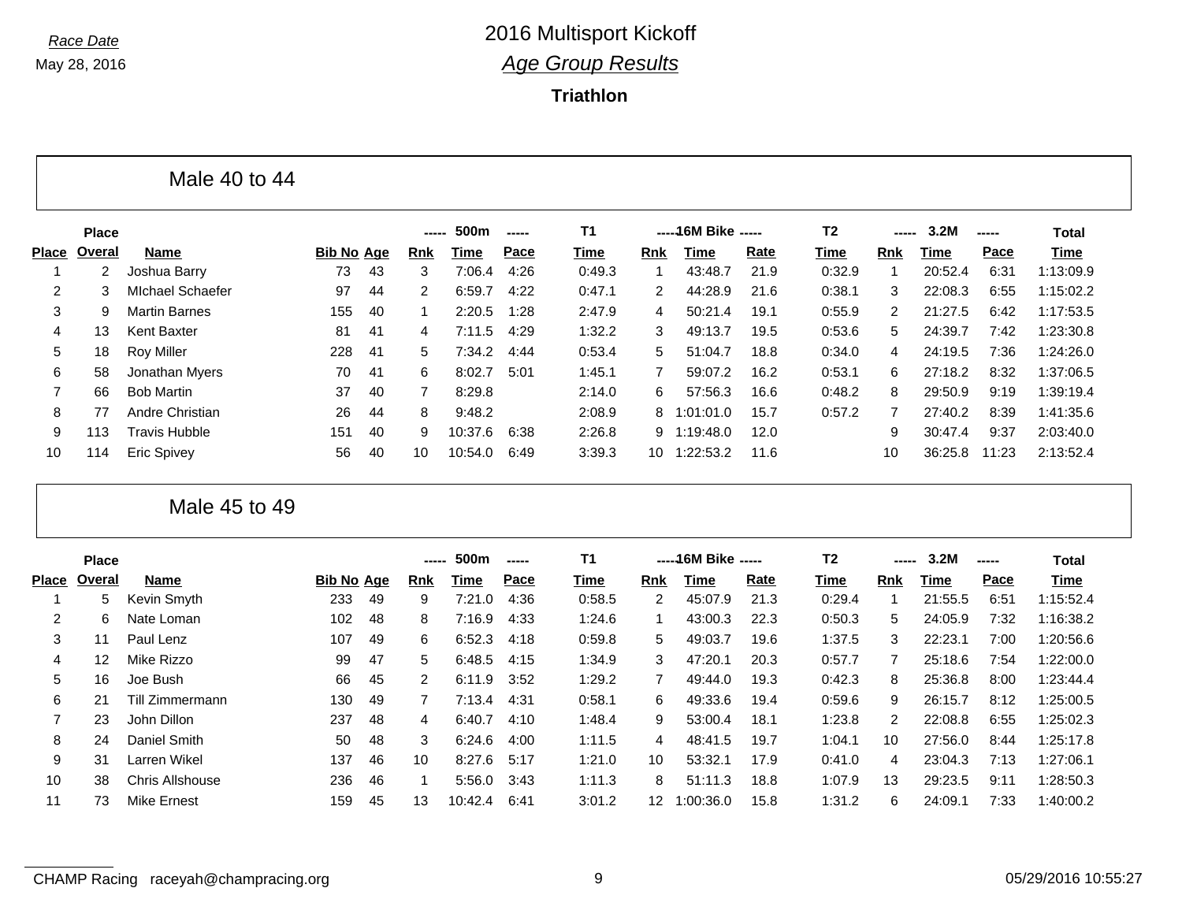Race Date

May 28, 2016

# 2016 Multisport Kickoff

## *Age Group Results*

### Triathlon

## Male 40 to 44

| Place | Place Overal | Name | Bib No | Age | 500m Rnk | 500m Time | 500m Pace | T1 Time | 16M Bike Rnk | 16M Bike Time | 16M Bike Rate | T2 Time | 3.2M Rnk | 3.2M Time | 3.2M Pace | Total Time |
|---|---|---|---|---|---|---|---|---|---|---|---|---|---|---|---|---|
| 1 | 2 | Joshua Barry | 73 | 43 | 3 | 7:06.4 | 4:26 | 0:49.3 | 1 | 43:48.7 | 21.9 | 0:32.9 | 1 | 20:52.4 | 6:31 | 1:13:09.9 |
| 2 | 3 | MIchael Schaefer | 97 | 44 | 2 | 6:59.7 | 4:22 | 0:47.1 | 2 | 44:28.9 | 21.6 | 0:38.1 | 3 | 22:08.3 | 6:55 | 1:15:02.2 |
| 3 | 9 | Martin Barnes | 155 | 40 | 1 | 2:20.5 | 1:28 | 2:47.9 | 4 | 50:21.4 | 19.1 | 0:55.9 | 2 | 21:27.5 | 6:42 | 1:17:53.5 |
| 4 | 13 | Kent Baxter | 81 | 41 | 4 | 7:11.5 | 4:29 | 1:32.2 | 3 | 49:13.7 | 19.5 | 0:53.6 | 5 | 24:39.7 | 7:42 | 1:23:30.8 |
| 5 | 18 | Roy Miller | 228 | 41 | 5 | 7:34.2 | 4:44 | 0:53.4 | 5 | 51:04.7 | 18.8 | 0:34.0 | 4 | 24:19.5 | 7:36 | 1:24:26.0 |
| 6 | 58 | Jonathan Myers | 70 | 41 | 6 | 8:02.7 | 5:01 | 1:45.1 | 7 | 59:07.2 | 16.2 | 0:53.1 | 6 | 27:18.2 | 8:32 | 1:37:06.5 |
| 7 | 66 | Bob Martin | 37 | 40 | 7 | 8:29.8 | | 2:14.0 | 6 | 57:56.3 | 16.6 | 0:48.2 | 8 | 29:50.9 | 9:19 | 1:39:19.4 |
| 8 | 77 | Andre Christian | 26 | 44 | 8 | 9:48.2 | | 2:08.9 | 8 | 1:01:01.0 | 15.7 | 0:57.2 | 7 | 27:40.2 | 8:39 | 1:41:35.6 |
| 9 | 113 | Travis Hubble | 151 | 40 | 9 | 10:37.6 | 6:38 | 2:26.8 | 9 | 1:19:48.0 | 12.0 | | 9 | 30:47.4 | 9:37 | 2:03:40.0 |
| 10 | 114 | Eric Spivey | 56 | 40 | 10 | 10:54.0 | 6:49 | 3:39.3 | 10 | 1:22:53.2 | 11.6 | | 10 | 36:25.8 | 11:23 | 2:13:52.4 |

## Male 45 to 49

| Place | Place Overal | Name | Bib No | Age | 500m Rnk | 500m Time | 500m Pace | T1 Time | 16M Bike Rnk | 16M Bike Time | 16M Bike Rate | T2 Time | 3.2M Rnk | 3.2M Time | 3.2M Pace | Total Time |
|---|---|---|---|---|---|---|---|---|---|---|---|---|---|---|---|---|
| 1 | 5 | Kevin Smyth | 233 | 49 | 9 | 7:21.0 | 4:36 | 0:58.5 | 2 | 45:07.9 | 21.3 | 0:29.4 | 1 | 21:55.5 | 6:51 | 1:15:52.4 |
| 2 | 6 | Nate Loman | 102 | 48 | 8 | 7:16.9 | 4:33 | 1:24.6 | 1 | 43:00.3 | 22.3 | 0:50.3 | 5 | 24:05.9 | 7:32 | 1:16:38.2 |
| 3 | 11 | Paul Lenz | 107 | 49 | 6 | 6:52.3 | 4:18 | 0:59.8 | 5 | 49:03.7 | 19.6 | 1:37.5 | 3 | 22:23.1 | 7:00 | 1:20:56.6 |
| 4 | 12 | Mike Rizzo | 99 | 47 | 5 | 6:48.5 | 4:15 | 1:34.9 | 3 | 47:20.1 | 20.3 | 0:57.7 | 7 | 25:18.6 | 7:54 | 1:22:00.0 |
| 5 | 16 | Joe Bush | 66 | 45 | 2 | 6:11.9 | 3:52 | 1:29.2 | 7 | 49:44.0 | 19.3 | 0:42.3 | 8 | 25:36.8 | 8:00 | 1:23:44.4 |
| 6 | 21 | Till Zimmermann | 130 | 49 | 7 | 7:13.4 | 4:31 | 0:58.1 | 6 | 49:33.6 | 19.4 | 0:59.6 | 9 | 26:15.7 | 8:12 | 1:25:00.5 |
| 7 | 23 | John Dillon | 237 | 48 | 4 | 6:40.7 | 4:10 | 1:48.4 | 9 | 53:00.4 | 18.1 | 1:23.8 | 2 | 22:08.8 | 6:55 | 1:25:02.3 |
| 8 | 24 | Daniel Smith | 50 | 48 | 3 | 6:24.6 | 4:00 | 1:11.5 | 4 | 48:41.5 | 19.7 | 1:04.1 | 10 | 27:56.0 | 8:44 | 1:25:17.8 |
| 9 | 31 | Larren Wikel | 137 | 46 | 10 | 8:27.6 | 5:17 | 1:21.0 | 10 | 53:32.1 | 17.9 | 0:41.0 | 4 | 23:04.3 | 7:13 | 1:27:06.1 |
| 10 | 38 | Chris Allshouse | 236 | 46 | 1 | 5:56.0 | 3:43 | 1:11.3 | 8 | 51:11.3 | 18.8 | 1:07.9 | 13 | 29:23.5 | 9:11 | 1:28:50.3 |
| 11 | 73 | Mike Ernest | 159 | 45 | 13 | 10:42.4 | 6:41 | 3:01.2 | 12 | 1:00:36.0 | 15.8 | 1:31.2 | 6 | 24:09.1 | 7:33 | 1:40:00.2 |

CHAMP Racing raceyah@champracing.org

05/29/2016 10:55:27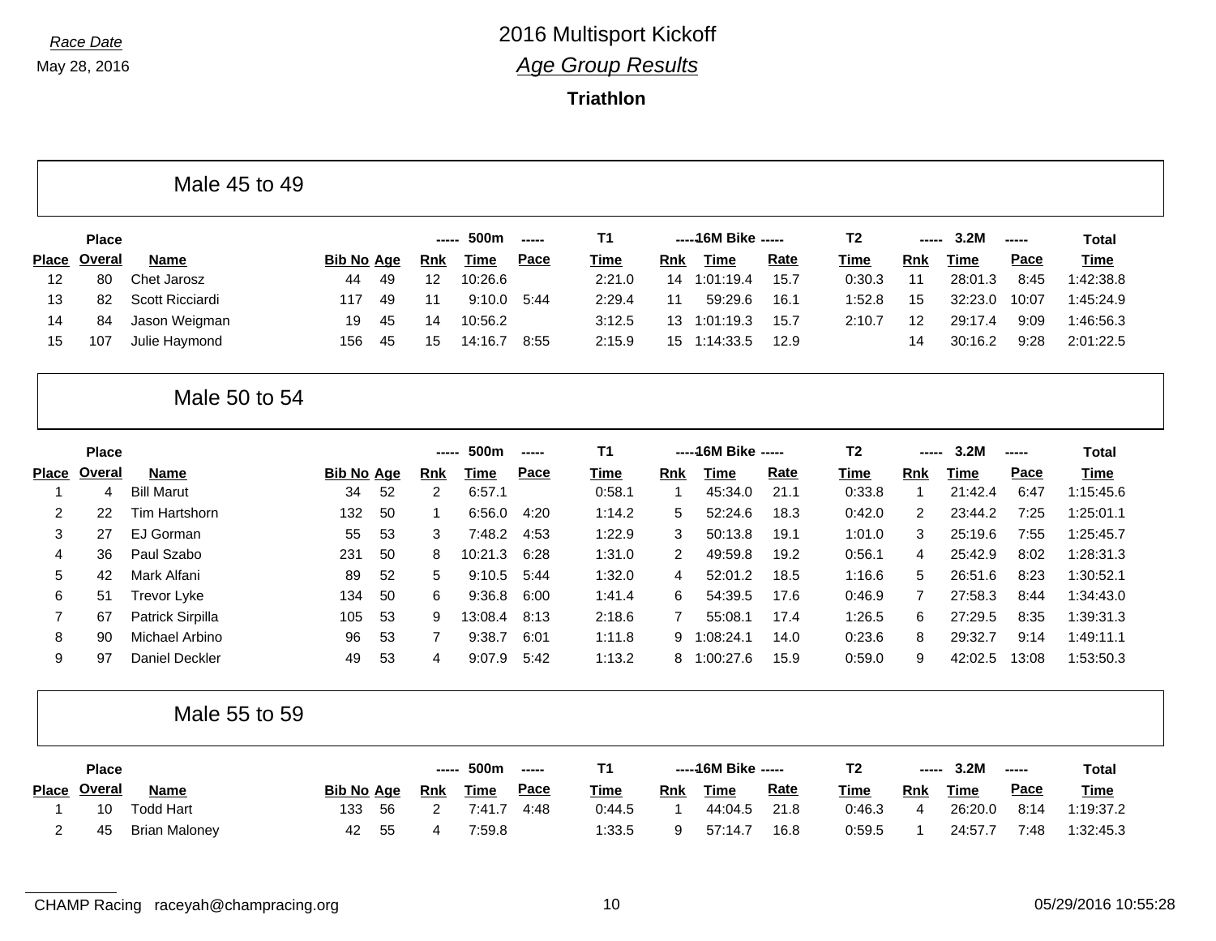Race Date

May 28, 2016

# 2016 Multisport Kickoff

## Age Group Results

### Triathlon

## Male 45 to 49

| Place | Place Overal | Name | Bib No | Age | 500m Rnk | 500m Time | 500m Pace | T1 Time | 16M Bike Rnk | 16M Bike Time | 16M Bike Rate | T2 Time | 3.2M Rnk | 3.2M Time | 3.2M Pace | Total Time |
|---|---|---|---|---|---|---|---|---|---|---|---|---|---|---|---|---|
| 12 | 80 | Chet Jarosz | 44 | 49 | 12 | 10:26.6 | | 2:21.0 | 14 | 1:01:19.4 | 15.7 | 0:30.3 | 11 | 28:01.3 | 8:45 | 1:42:38.8 |
| 13 | 82 | Scott Ricciardi | 117 | 49 | 11 | 9:10.0 | 5:44 | 2:29.4 | 11 | 59:29.6 | 16.1 | 1:52.8 | 15 | 32:23.0 | 10:07 | 1:45:24.9 |
| 14 | 84 | Jason Weigman | 19 | 45 | 14 | 10:56.2 | | 3:12.5 | 13 | 1:01:19.3 | 15.7 | 2:10.7 | 12 | 29:17.4 | 9:09 | 1:46:56.3 |
| 15 | 107 | Julie Haymond | 156 | 45 | 15 | 14:16.7 | 8:55 | 2:15.9 | 15 | 1:14:33.5 | 12.9 | | 14 | 30:16.2 | 9:28 | 2:01:22.5 |

## Male 50 to 54

| Place | Place Overal | Name | Bib No | Age | 500m Rnk | 500m Time | 500m Pace | T1 Time | 16M Bike Rnk | 16M Bike Time | 16M Bike Rate | T2 Time | 3.2M Rnk | 3.2M Time | 3.2M Pace | Total Time |
|---|---|---|---|---|---|---|---|---|---|---|---|---|---|---|---|---|
| 1 | 4 | Bill Marut | 34 | 52 | 2 | 6:57.1 | | 0:58.1 | 1 | 45:34.0 | 21.1 | 0:33.8 | 1 | 21:42.4 | 6:47 | 1:15:45.6 |
| 2 | 22 | Tim Hartshorn | 132 | 50 | 1 | 6:56.0 | 4:20 | 1:14.2 | 5 | 52:24.6 | 18.3 | 0:42.0 | 2 | 23:44.2 | 7:25 | 1:25:01.1 |
| 3 | 27 | EJ Gorman | 55 | 53 | 3 | 7:48.2 | 4:53 | 1:22.9 | 3 | 50:13.8 | 19.1 | 1:01.0 | 3 | 25:19.6 | 7:55 | 1:25:45.7 |
| 4 | 36 | Paul Szabo | 231 | 50 | 8 | 10:21.3 | 6:28 | 1:31.0 | 2 | 49:59.8 | 19.2 | 0:56.1 | 4 | 25:42.9 | 8:02 | 1:28:31.3 |
| 5 | 42 | Mark Alfani | 89 | 52 | 5 | 9:10.5 | 5:44 | 1:32.0 | 4 | 52:01.2 | 18.5 | 1:16.6 | 5 | 26:51.6 | 8:23 | 1:30:52.1 |
| 6 | 51 | Trevor Lyke | 134 | 50 | 6 | 9:36.8 | 6:00 | 1:41.4 | 6 | 54:39.5 | 17.6 | 0:46.9 | 7 | 27:58.3 | 8:44 | 1:34:43.0 |
| 7 | 67 | Patrick Sirpilla | 105 | 53 | 9 | 13:08.4 | 8:13 | 2:18.6 | 7 | 55:08.1 | 17.4 | 1:26.5 | 6 | 27:29.5 | 8:35 | 1:39:31.3 |
| 8 | 90 | Michael Arbino | 96 | 53 | 7 | 9:38.7 | 6:01 | 1:11.8 | 9 | 1:08:24.1 | 14.0 | 0:23.6 | 8 | 29:32.7 | 9:14 | 1:49:11.1 |
| 9 | 97 | Daniel Deckler | 49 | 53 | 4 | 9:07.9 | 5:42 | 1:13.2 | 8 | 1:00:27.6 | 15.9 | 0:59.0 | 9 | 42:02.5 | 13:08 | 1:53:50.3 |

## Male 55 to 59

| Place | Place Overal | Name | Bib No | Age | 500m Rnk | 500m Time | 500m Pace | T1 Time | 16M Bike Rnk | 16M Bike Time | 16M Bike Rate | T2 Time | 3.2M Rnk | 3.2M Time | 3.2M Pace | Total Time |
|---|---|---|---|---|---|---|---|---|---|---|---|---|---|---|---|---|
| 1 | 10 | Todd Hart | 133 | 56 | 2 | 7:41.7 | 4:48 | 0:44.5 | 1 | 44:04.5 | 21.8 | 0:46.3 | 4 | 26:20.0 | 8:14 | 1:19:37.2 |
| 2 | 45 | Brian Maloney | 42 | 55 | 4 | 7:59.8 | | 1:33.5 | 9 | 57:14.7 | 16.8 | 0:59.5 | 1 | 24:57.7 | 7:48 | 1:32:45.3 |

CHAMP Racing raceyah@champracing.org

05/29/2016 10:55:28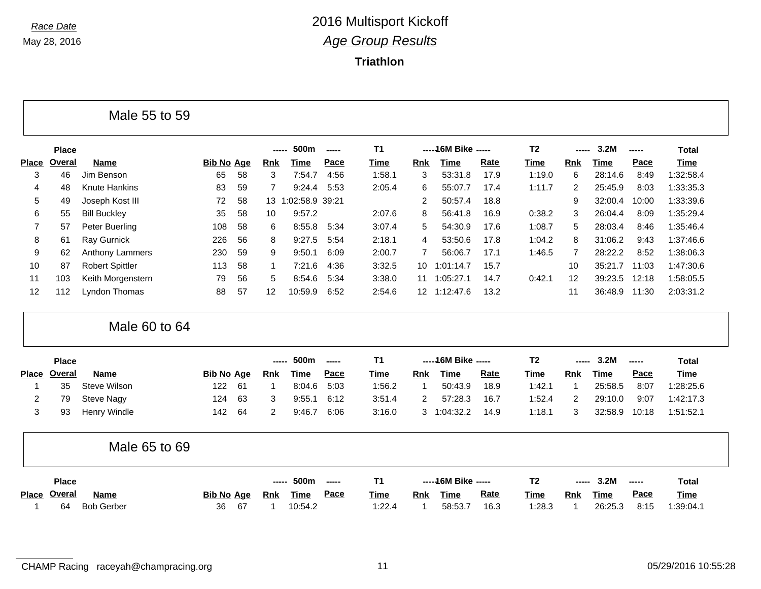Race Date

May 28, 2016

# 2016 Multisport Kickoff

## *Age Group Results*

### Triathlon

## Male 55 to 59

| Place | Place Overal | Name | Bib No | Age | ----- 500m ----- Rnk | Time | Pace | T1 Time | -----16M Bike ----- Rnk | Time | Rate | T2 Time | ----- 3.2M ----- Rnk | Time | Pace | Total Time |
|---|---|---|---|---|---|---|---|---|---|---|---|---|---|---|---|---|
| 3 | 46 | Jim Benson | 65 | 58 | 3 | 7:54.7 | 4:56 | 1:58.1 | 3 | 53:31.8 | 17.9 | 1:19.0 | 6 | 28:14.6 | 8:49 | 1:32:58.4 |
| 4 | 48 | Knute Hankins | 83 | 59 | 7 | 9:24.4 | 5:53 | 2:05.4 | 6 | 55:07.7 | 17.4 | 1:11.7 | 2 | 25:45.9 | 8:03 | 1:33:35.3 |
| 5 | 49 | Joseph Kost III | 72 | 58 | 13 | 1:02:58.9 | 39:21 | | 2 | 50:57.4 | 18.8 | | 9 | 32:00.4 | 10:00 | 1:33:39.6 |
| 6 | 55 | Bill Buckley | 35 | 58 | 10 | 9:57.2 | | 2:07.6 | 8 | 56:41.8 | 16.9 | 0:38.2 | 3 | 26:04.4 | 8:09 | 1:35:29.4 |
| 7 | 57 | Peter Buerling | 108 | 58 | 6 | 8:55.8 | 5:34 | 3:07.4 | 5 | 54:30.9 | 17.6 | 1:08.7 | 5 | 28:03.4 | 8:46 | 1:35:46.4 |
| 8 | 61 | Ray Gurnick | 226 | 56 | 8 | 9:27.5 | 5:54 | 2:18.1 | 4 | 53:50.6 | 17.8 | 1:04.2 | 8 | 31:06.2 | 9:43 | 1:37:46.6 |
| 9 | 62 | Anthony Lammers | 230 | 59 | 9 | 9:50.1 | 6:09 | 2:00.7 | 7 | 56:06.7 | 17.1 | 1:46.5 | 7 | 28:22.2 | 8:52 | 1:38:06.3 |
| 10 | 87 | Robert Spittler | 113 | 58 | 1 | 7:21.6 | 4:36 | 3:32.5 | 10 | 1:01:14.7 | 15.7 | | 10 | 35:21.7 | 11:03 | 1:47:30.6 |
| 11 | 103 | Keith Morgenstern | 79 | 56 | 5 | 8:54.6 | 5:34 | 3:38.0 | 11 | 1:05:27.1 | 14.7 | 0:42.1 | 12 | 39:23.5 | 12:18 | 1:58:05.5 |
| 12 | 112 | Lyndon Thomas | 88 | 57 | 12 | 10:59.9 | 6:52 | 2:54.6 | 12 | 1:12:47.6 | 13.2 | | 11 | 36:48.9 | 11:30 | 2:03:31.2 |

## Male 60 to 64

| Place | Place Overal | Name | Bib No | Age | ----- 500m ----- Rnk | Time | Pace | T1 Time | -----16M Bike ----- Rnk | Time | Rate | T2 Time | ----- 3.2M ----- Rnk | Time | Pace | Total Time |
|---|---|---|---|---|---|---|---|---|---|---|---|---|---|---|---|---|
| 1 | 35 | Steve Wilson | 122 | 61 | 1 | 8:04.6 | 5:03 | 1:56.2 | 1 | 50:43.9 | 18.9 | 1:42.1 | 1 | 25:58.5 | 8:07 | 1:28:25.6 |
| 2 | 79 | Steve Nagy | 124 | 63 | 3 | 9:55.1 | 6:12 | 3:51.4 | 2 | 57:28.3 | 16.7 | 1:52.4 | 2 | 29:10.0 | 9:07 | 1:42:17.3 |
| 3 | 93 | Henry Windle | 142 | 64 | 2 | 9:46.7 | 6:06 | 3:16.0 | 3 | 1:04:32.2 | 14.9 | 1:18.1 | 3 | 32:58.9 | 10:18 | 1:51:52.1 |

## Male 65 to 69

| Place | Place Overal | Name | Bib No | Age | ----- 500m ----- Rnk | Time | Pace | T1 Time | -----16M Bike ----- Rnk | Time | Rate | T2 Time | ----- 3.2M ----- Rnk | Time | Pace | Total Time |
|---|---|---|---|---|---|---|---|---|---|---|---|---|---|---|---|---|
| 1 | 64 | Bob Gerber | 36 | 67 | 1 | 10:54.2 | | 1:22.4 | 1 | 58:53.7 | 16.3 | 1:28.3 | 1 | 26:25.3 | 8:15 | 1:39:04.1 |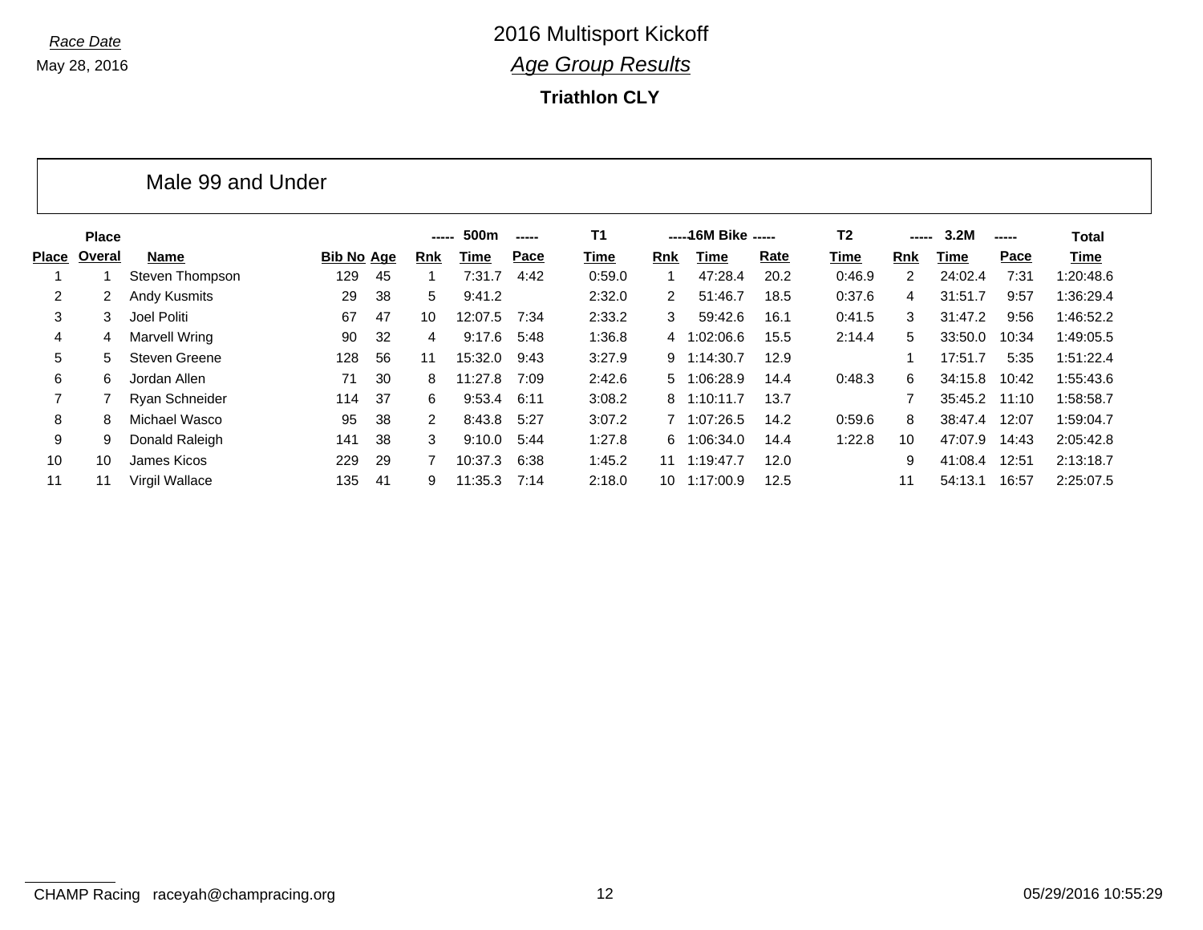*Race Date*

May 28, 2016

# 2016 Multisport Kickoff

## *Age Group Results*

### Triathlon CLY

## Male 99 and Under

| Place | Place Overal | Name | Bib No | Age | ----- 500m ----- Rnk | Time | Pace | T1 Time | -----16M Bike ----- Rnk | Time | Rate | T2 Time | ----- 3.2M ----- Rnk | Time | Pace | Total Time |
|---|---|---|---|---|---|---|---|---|---|---|---|---|---|---|---|---|
| 1 | 1 | Steven Thompson | 129 | 45 | 1 | 7:31.7 | 4:42 | 0:59.0 | 1 | 47:28.4 | 20.2 | 0:46.9 | 2 | 24:02.4 | 7:31 | 1:20:48.6 |
| 2 | 2 | Andy Kusmits | 29 | 38 | 5 | 9:41.2 | | 2:32.0 | 2 | 51:46.7 | 18.5 | 0:37.6 | 4 | 31:51.7 | 9:57 | 1:36:29.4 |
| 3 | 3 | Joel Politi | 67 | 47 | 10 | 12:07.5 | 7:34 | 2:33.2 | 3 | 59:42.6 | 16.1 | 0:41.5 | 3 | 31:47.2 | 9:56 | 1:46:52.2 |
| 4 | 4 | Marvell Wring | 90 | 32 | 4 | 9:17.6 | 5:48 | 1:36.8 | 4 | 1:02:06.6 | 15.5 | 2:14.4 | 5 | 33:50.0 | 10:34 | 1:49:05.5 |
| 5 | 5 | Steven Greene | 128 | 56 | 11 | 15:32.0 | 9:43 | 3:27.9 | 9 | 1:14:30.7 | 12.9 | | 1 | 17:51.7 | 5:35 | 1:51:22.4 |
| 6 | 6 | Jordan Allen | 71 | 30 | 8 | 11:27.8 | 7:09 | 2:42.6 | 5 | 1:06:28.9 | 14.4 | 0:48.3 | 6 | 34:15.8 | 10:42 | 1:55:43.6 |
| 7 | 7 | Ryan Schneider | 114 | 37 | 6 | 9:53.4 | 6:11 | 3:08.2 | 8 | 1:10:11.7 | 13.7 | | 7 | 35:45.2 | 11:10 | 1:58:58.7 |
| 8 | 8 | Michael Wasco | 95 | 38 | 2 | 8:43.8 | 5:27 | 3:07.2 | 7 | 1:07:26.5 | 14.2 | 0:59.6 | 8 | 38:47.4 | 12:07 | 1:59:04.7 |
| 9 | 9 | Donald Raleigh | 141 | 38 | 3 | 9:10.0 | 5:44 | 1:27.8 | 6 | 1:06:34.0 | 14.4 | 1:22.8 | 10 | 47:07.9 | 14:43 | 2:05:42.8 |
| 10 | 10 | James Kicos | 229 | 29 | 7 | 10:37.3 | 6:38 | 1:45.2 | 11 | 1:19:47.7 | 12.0 | | 9 | 41:08.4 | 12:51 | 2:13:18.7 |
| 11 | 11 | Virgil Wallace | 135 | 41 | 9 | 11:35.3 | 7:14 | 2:18.0 | 10 | 1:17:00.9 | 12.5 | | 11 | 54:13.1 | 16:57 | 2:25:07.5 |

CHAMP Racing raceyah@champracing.org

05/29/2016 10:55:29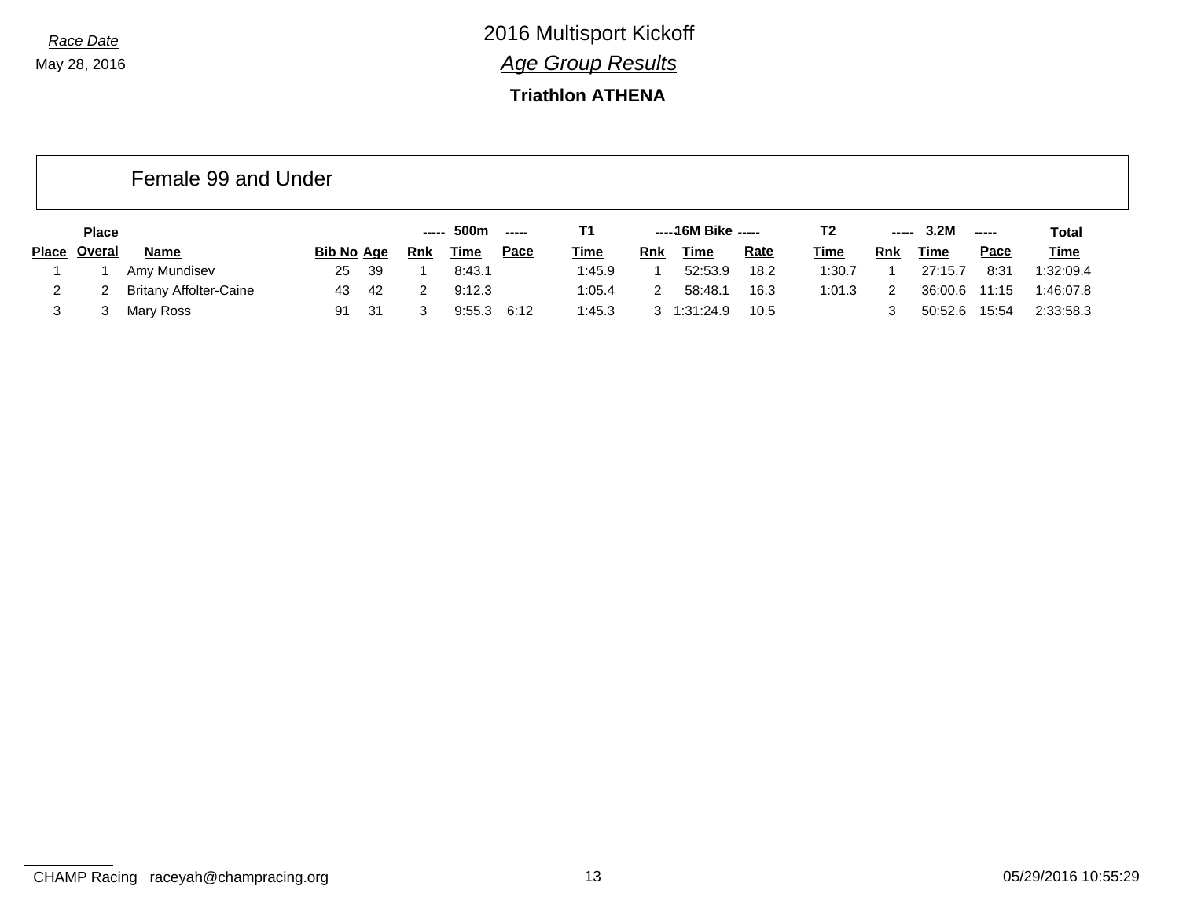*Race Date*

May 28, 2016

# 2016 Multisport Kickoff

## *Age Group Results*

### Triathlon ATHENA

## Female 99 and Under

| | Place | | | | ----- | 500m | ----- | T1 | ----- | 16M Bike | ----- | T2 | ----- | 3.2M | ----- | Total |
|---|---|---|---|---|---|---|---|---|---|---|---|---|---|---|---|---|
| **Place** | **Overal** | **Name** | **Bib No** | **Age** | **Rnk** | **Time** | **Pace** | **Time** | **Rnk** | **Time** | **Rate** | **Time** | **Rnk** | **Time** | **Pace** | **Time** |
| 1 | 1 | Amy Mundisev | 25 | 39 | 1 | 8:43.1 | | 1:45.9 | 1 | 52:53.9 | 18.2 | 1:30.7 | 1 | 27:15.7 | 8:31 | 1:32:09.4 |
| 2 | 2 | Britany Affolter-Caine | 43 | 42 | 2 | 9:12.3 | | 1:05.4 | 2 | 58:48.1 | 16.3 | 1:01.3 | 2 | 36:00.6 | 11:15 | 1:46:07.8 |
| 3 | 3 | Mary Ross | 91 | 31 | 3 | 9:55.3 | 6:12 | 1:45.3 | 3 | 1:31:24.9 | 10.5 | | 3 | 50:52.6 | 15:54 | 2:33:58.3 |

CHAMP Racing raceyah@champracing.org

05/29/2016 10:55:29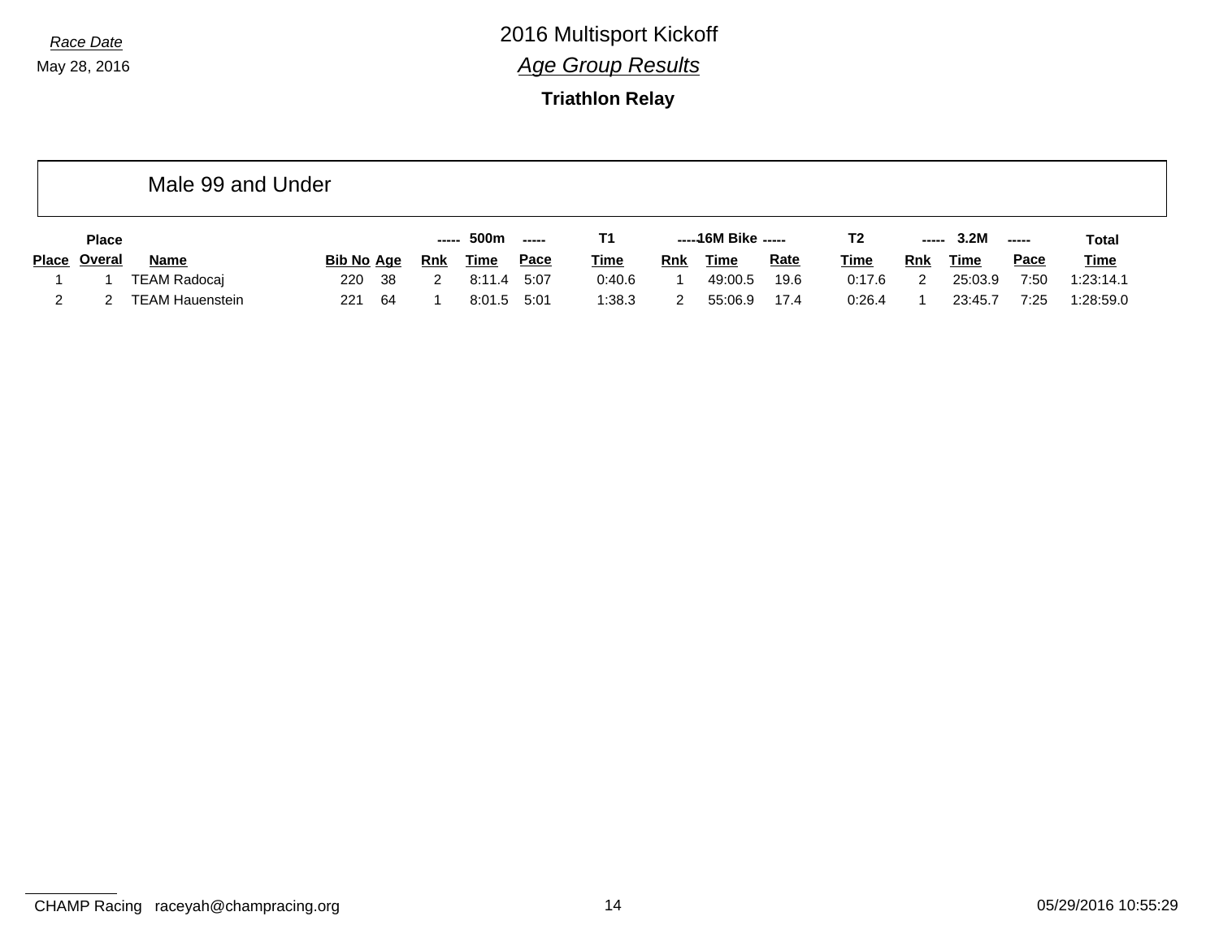*Race Date*
May 28, 2016

# 2016 Multisport Kickoff

## *Age Group Results*

### Triathlon Relay

## Male 99 and Under

| | Place | | | | ----- | 500m | ----- | T1 | ----- | 16M Bike | ----- | T2 | ----- | 3.2M | ----- | Total |
|---|---|---|---|---|---|---|---|---|---|---|---|---|---|---|---|---|
| **Place** | **Overal** | **Name** | **Bib No** | **Age** | **Rnk** | **Time** | **Pace** | **Time** | **Rnk** | **Time** | **Rate** | **Time** | **Rnk** | **Time** | **Pace** | **Time** |
| 1 | 1 | TEAM Radocaj | 220 | 38 | 2 | 8:11.4 | 5:07 | 0:40.6 | 1 | 49:00.5 | 19.6 | 0:17.6 | 2 | 25:03.9 | 7:50 | 1:23:14.1 |
| 2 | 2 | TEAM Hauenstein | 221 | 64 | 1 | 8:01.5 | 5:01 | 1:38.3 | 2 | 55:06.9 | 17.4 | 0:26.4 | 1 | 23:45.7 | 7:25 | 1:28:59.0 |

CHAMP Racing raceyah@champracing.org

05/29/2016 10:55:29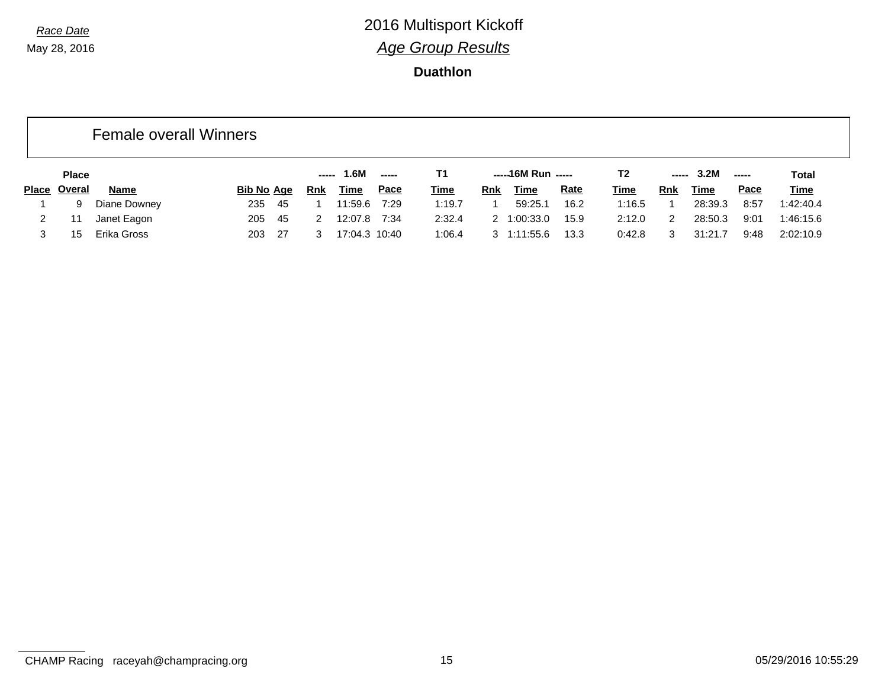*Race Date*

May 28, 2016

# 2016 Multisport Kickoff

## *Age Group Results*

### Duathlon

## Female overall Winners

| | Place | | | | ----- | 1.6M | ----- | T1 | ----- | 16M Run | ----- | T2 | ----- | 3.2M | ----- | Total |
|---|---|---|---|---|---|---|---|---|---|---|---|---|---|---|---|---|
| Place | Overal | Name | Bib No | Age | Rnk | Time | Pace | Time | Rnk | Time | Rate | Time | Rnk | Time | Pace | Time |
| 1 | 9 | Diane Downey | 235 | 45 | 1 | 11:59.6 | 7:29 | 1:19.7 | 1 | 59:25.1 | 16.2 | 1:16.5 | 1 | 28:39.3 | 8:57 | 1:42:40.4 |
| 2 | 11 | Janet Eagon | 205 | 45 | 2 | 12:07.8 | 7:34 | 2:32.4 | 2 | 1:00:33.0 | 15.9 | 2:12.0 | 2 | 28:50.3 | 9:01 | 1:46:15.6 |
| 3 | 15 | Erika Gross | 203 | 27 | 3 | 17:04.3 | 10:40 | 1:06.4 | 3 | 1:11:55.6 | 13.3 | 0:42.8 | 3 | 31:21.7 | 9:48 | 2:02:10.9 |

CHAMP Racing raceyah@champracing.org

05/29/2016 10:55:29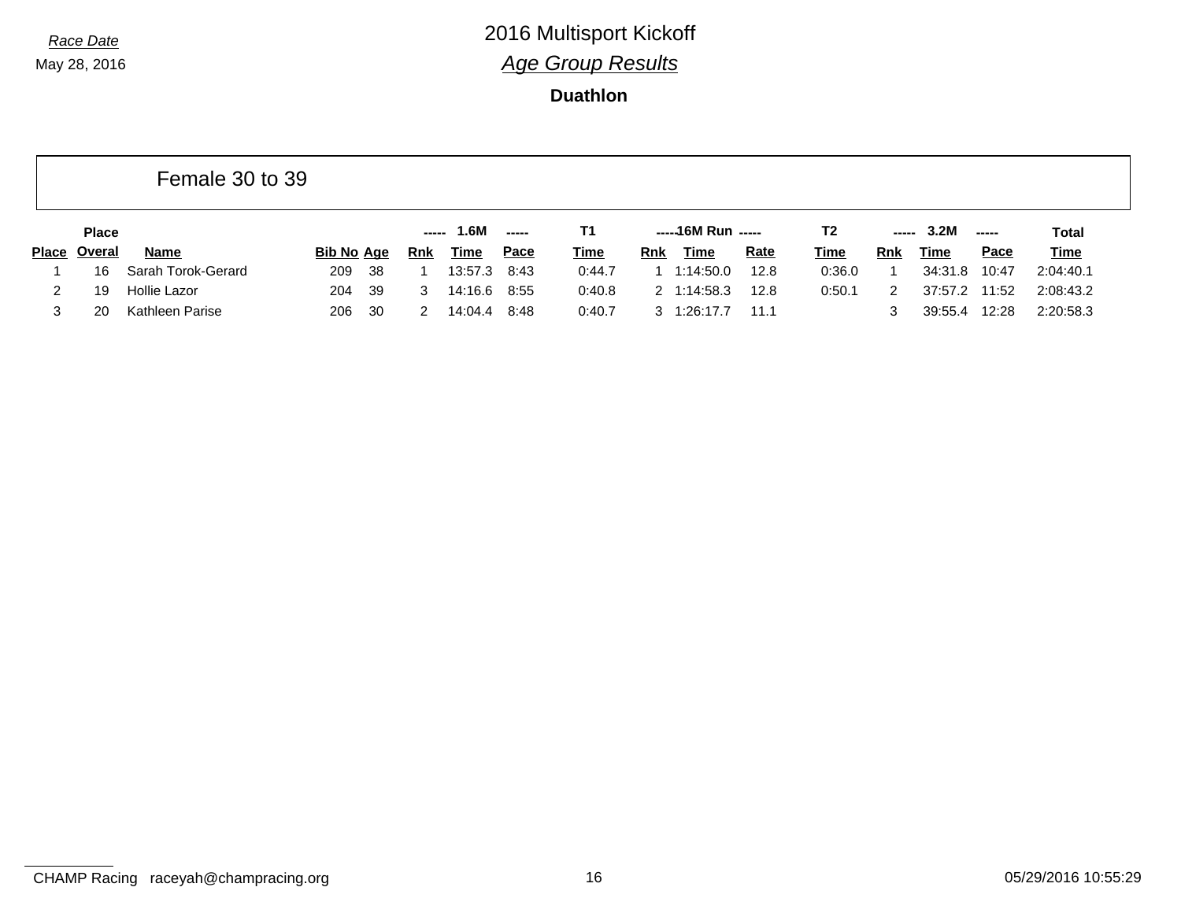*Race Date*

May 28, 2016

# 2016 Multisport Kickoff

## *Age Group Results*

### Duathlon

#### Female 30 to 39

| Place | Place Overal | Name | Bib No | Age | ----- 1.6M Rnk | ----- Time | ----- Pace | T1 Time | -----16M Run Rnk | ----- Time | ----- Rate | T2 Time | ----- 3.2M Rnk | ----- Time | ----- Pace | Total Time |
|---|---|---|---|---|---|---|---|---|---|---|---|---|---|---|---|---|
| 1 | 16 | Sarah Torok-Gerard | 209 | 38 | 1 | 13:57.3 | 8:43 | 0:44.7 | 1 | 1:14:50.0 | 12.8 | 0:36.0 | 1 | 34:31.8 | 10:47 | 2:04:40.1 |
| 2 | 19 | Hollie Lazor | 204 | 39 | 3 | 14:16.6 | 8:55 | 0:40.8 | 2 | 1:14:58.3 | 12.8 | 0:50.1 | 2 | 37:57.2 | 11:52 | 2:08:43.2 |
| 3 | 20 | Kathleen Parise | 206 | 30 | 2 | 14:04.4 | 8:48 | 0:40.7 | 3 | 1:26:17.7 | 11.1 | | 3 | 39:55.4 | 12:28 | 2:20:58.3 |

CHAMP Racing raceyah@champracing.org

05/29/2016 10:55:29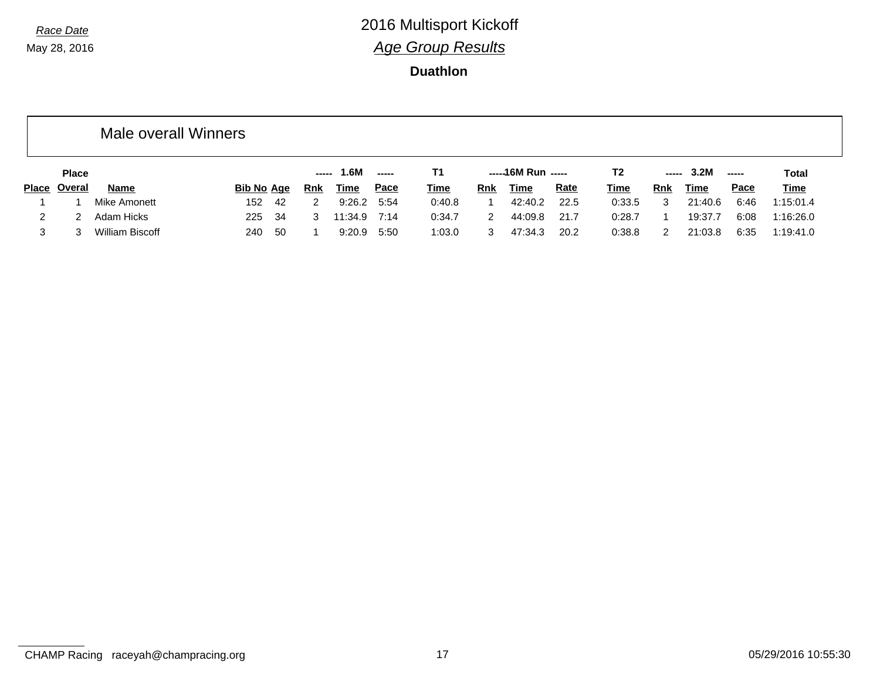Race Date
May 28, 2016

# 2016 Multisport Kickoff

## *Age Group Results*

### Duathlon

## Male overall Winners

| | Place | | | | ----- | 1.6M | ----- | T1 | ----- | 16M Run | ----- | T2 | ----- | 3.2M | ----- | Total |
|---|---|---|---|---|---|---|---|---|---|---|---|---|---|---|---|---|
| Place | Overal | Name | Bib No | Age | Rnk | Time | Pace | Time | Rnk | Time | Rate | Time | Rnk | Time | Pace | Time |
| 1 | 1 | Mike Amonett | 152 | 42 | 2 | 9:26.2 | 5:54 | 0:40.8 | 1 | 42:40.2 | 22.5 | 0:33.5 | 3 | 21:40.6 | 6:46 | 1:15:01.4 |
| 2 | 2 | Adam Hicks | 225 | 34 | 3 | 11:34.9 | 7:14 | 0:34.7 | 2 | 44:09.8 | 21.7 | 0:28.7 | 1 | 19:37.7 | 6:08 | 1:16:26.0 |
| 3 | 3 | William Biscoff | 240 | 50 | 1 | 9:20.9 | 5:50 | 1:03.0 | 3 | 47:34.3 | 20.2 | 0:38.8 | 2 | 21:03.8 | 6:35 | 1:19:41.0 |

CHAMP Racing raceyah@champracing.org 05/29/2016 10:55:30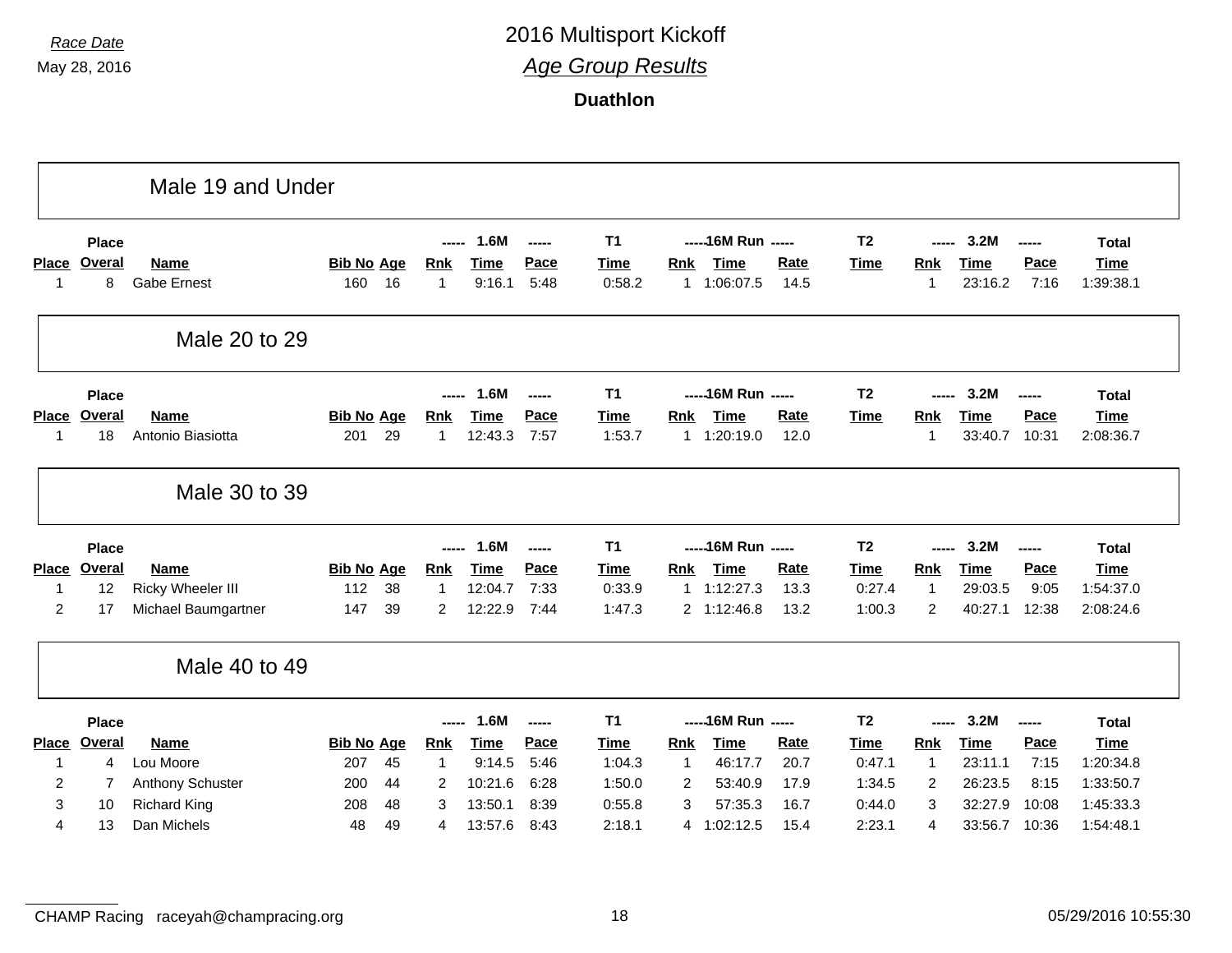Race Date

May 28, 2016

# 2016 Multisport Kickoff

## Age Group Results

### Duathlon

## Male 19 and Under

| Place | Place Overal | Name | Bib No | Age | 1.6M Rnk | 1.6M Time | 1.6M Pace | T1 Time | 16M Run Rnk | 16M Run Time | 16M Run Rate | T2 Time | 3.2M Rnk | 3.2M Time | 3.2M Pace | Total Time |
|---|---|---|---|---|---|---|---|---|---|---|---|---|---|---|---|---|
| 1 | 8 | Gabe Ernest | 160 | 16 | 1 | 9:16.1 | 5:48 | 0:58.2 | 1 | 1:06:07.5 | 14.5 | | 1 | 23:16.2 | 7:16 | 1:39:38.1 |

## Male 20 to 29

| Place | Place Overal | Name | Bib No | Age | 1.6M Rnk | 1.6M Time | 1.6M Pace | T1 Time | 16M Run Rnk | 16M Run Time | 16M Run Rate | T2 Time | 3.2M Rnk | 3.2M Time | 3.2M Pace | Total Time |
|---|---|---|---|---|---|---|---|---|---|---|---|---|---|---|---|---|
| 1 | 18 | Antonio Biasiotta | 201 | 29 | 1 | 12:43.3 | 7:57 | 1:53.7 | 1 | 1:20:19.0 | 12.0 | | 1 | 33:40.7 | 10:31 | 2:08:36.7 |

## Male 30 to 39

| Place | Place Overal | Name | Bib No | Age | 1.6M Rnk | 1.6M Time | 1.6M Pace | T1 Time | 16M Run Rnk | 16M Run Time | 16M Run Rate | T2 Time | 3.2M Rnk | 3.2M Time | 3.2M Pace | Total Time |
|---|---|---|---|---|---|---|---|---|---|---|---|---|---|---|---|---|
| 1 | 12 | Ricky Wheeler III | 112 | 38 | 1 | 12:04.7 | 7:33 | 0:33.9 | 1 | 1:12:27.3 | 13.3 | 0:27.4 | 1 | 29:03.5 | 9:05 | 1:54:37.0 |
| 2 | 17 | Michael Baumgartner | 147 | 39 | 2 | 12:22.9 | 7:44 | 1:47.3 | 2 | 1:12:46.8 | 13.2 | 1:00.3 | 2 | 40:27.1 | 12:38 | 2:08:24.6 |

## Male 40 to 49

| Place | Place Overal | Name | Bib No | Age | 1.6M Rnk | 1.6M Time | 1.6M Pace | T1 Time | 16M Run Rnk | 16M Run Time | 16M Run Rate | T2 Time | 3.2M Rnk | 3.2M Time | 3.2M Pace | Total Time |
|---|---|---|---|---|---|---|---|---|---|---|---|---|---|---|---|---|
| 1 | 4 | Lou Moore | 207 | 45 | 1 | 9:14.5 | 5:46 | 1:04.3 | 1 | 46:17.7 | 20.7 | 0:47.1 | 1 | 23:11.1 | 7:15 | 1:20:34.8 |
| 2 | 7 | Anthony Schuster | 200 | 44 | 2 | 10:21.6 | 6:28 | 1:50.0 | 2 | 53:40.9 | 17.9 | 1:34.5 | 2 | 26:23.5 | 8:15 | 1:33:50.7 |
| 3 | 10 | Richard King | 208 | 48 | 3 | 13:50.1 | 8:39 | 0:55.8 | 3 | 57:35.3 | 16.7 | 0:44.0 | 3 | 32:27.9 | 10:08 | 1:45:33.3 |
| 4 | 13 | Dan Michels | 48 | 49 | 4 | 13:57.6 | 8:43 | 2:18.1 | 4 | 1:02:12.5 | 15.4 | 2:23.1 | 4 | 33:56.7 | 10:36 | 1:54:48.1 |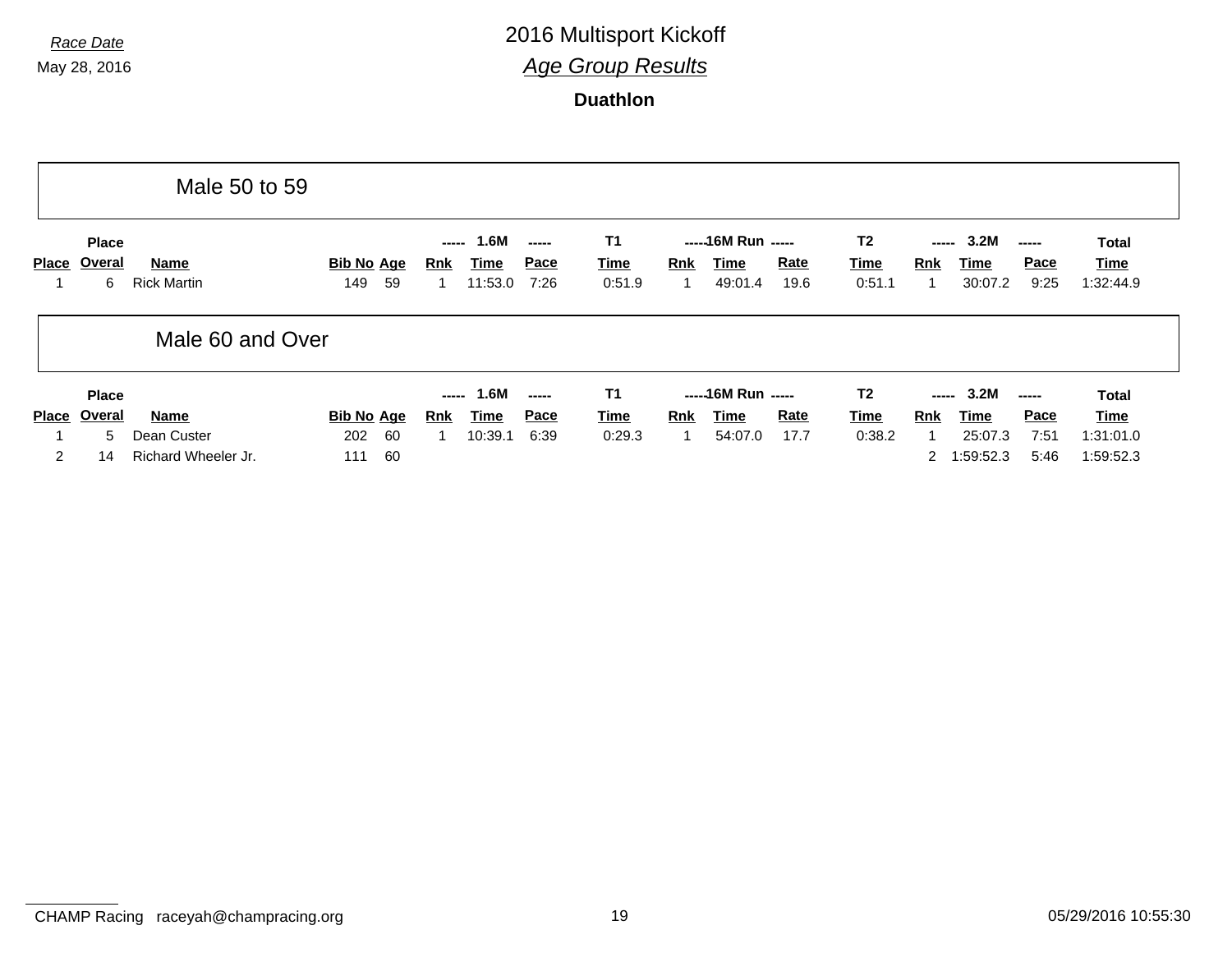Race Date

May 28, 2016

# 2016 Multisport Kickoff

## *Age Group Results*

### Duathlon

## Male 50 to 59

| Place | Place Overal | Name | Bib No | Age | 1.6M Rnk | 1.6M Time | 1.6M Pace | T1 Time | 16M Run Rnk | 16M Run Time | 16M Run Rate | T2 Time | 3.2M Rnk | 3.2M Time | 3.2M Pace | Total Time |
|---|---|---|---|---|---|---|---|---|---|---|---|---|---|---|---|---|
| 1 | 6 | Rick Martin | 149 | 59 | 1 | 11:53.0 | 7:26 | 0:51.9 | 1 | 49:01.4 | 19.6 | 0:51.1 | 1 | 30:07.2 | 9:25 | 1:32:44.9 |

## Male 60 and Over

| Place | Place Overal | Name | Bib No | Age | 1.6M Rnk | 1.6M Time | 1.6M Pace | T1 Time | 16M Run Rnk | 16M Run Time | 16M Run Rate | T2 Time | 3.2M Rnk | 3.2M Time | 3.2M Pace | Total Time |
|---|---|---|---|---|---|---|---|---|---|---|---|---|---|---|---|---|
| 1 | 5 | Dean Custer | 202 | 60 | 1 | 10:39.1 | 6:39 | 0:29.3 | 1 | 54:07.0 | 17.7 | 0:38.2 | 1 | 25:07.3 | 7:51 | 1:31:01.0 |
| 2 | 14 | Richard Wheeler Jr. | 111 | 60 | | | | | | | | | 2 | 1:59:52.3 | 5:46 | 1:59:52.3 |

CHAMP Racing raceyah@champracing.org

05/29/2016 10:55:30